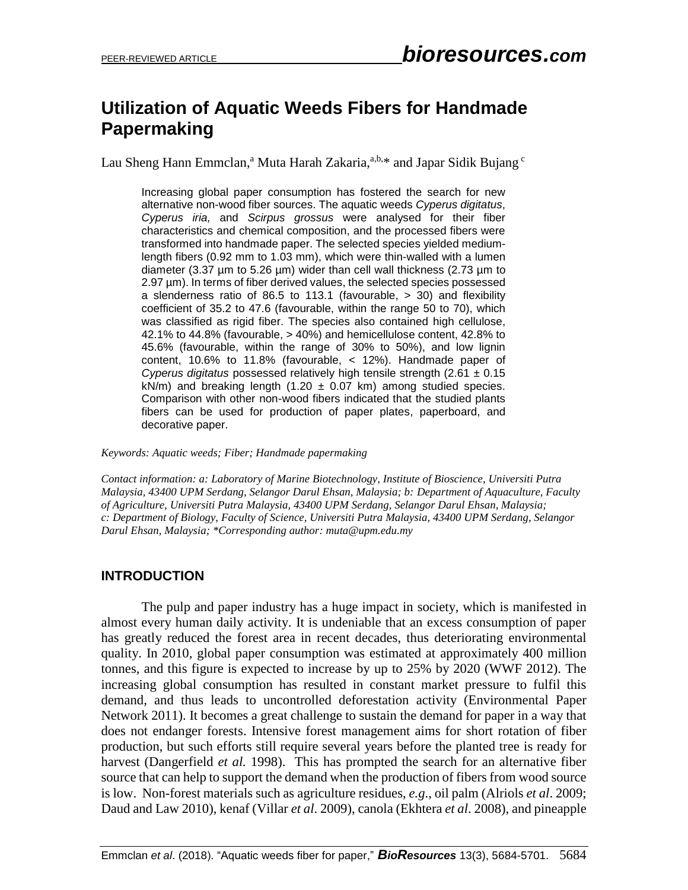# Utilization of Aquatic Weeds Fibers for Handmade Papermaking

Lau Sheng Hann Emmclan,[a] Muta Harah Zakaria,[a,b,*] and Japar Sidik Bujang [c]

Increasing global paper consumption has fostered the search for new alternative non-wood fiber sources. The aquatic weeds *Cyperus digitatus*, *Cyperus iria,* and *Scirpus grossus* were analysed for their fiber characteristics and chemical composition, and the processed fibers were transformed into handmade paper. The selected species yielded medium-length fibers (0.92 mm to 1.03 mm), which were thin-walled with a lumen diameter (3.37 µm to 5.26 µm) wider than cell wall thickness (2.73 µm to 2.97 µm). In terms of fiber derived values, the selected species possessed a slenderness ratio of 86.5 to 113.1 (favourable, > 30) and flexibility coefficient of 35.2 to 47.6 (favourable, within the range 50 to 70), which was classified as rigid fiber. The species also contained high cellulose, 42.1% to 44.8% (favourable, > 40%) and hemicellulose content, 42.8% to 45.6% (favourable, within the range of 30% to 50%), and low lignin content, 10.6% to 11.8% (favourable, < 12%). Handmade paper of *Cyperus digitatus* possessed relatively high tensile strength (2.61 ± 0.15 kN/m) and breaking length (1.20 ± 0.07 km) among studied species. Comparison with other non-wood fibers indicated that the studied plants fibers can be used for production of paper plates, paperboard, and decorative paper.

*Keywords: Aquatic weeds; Fiber; Handmade papermaking*

*Contact information: a: Laboratory of Marine Biotechnology, Institute of Bioscience, Universiti Putra Malaysia, 43400 UPM Serdang, Selangor Darul Ehsan, Malaysia; b: Department of Aquaculture, Faculty of Agriculture, Universiti Putra Malaysia, 43400 UPM Serdang, Selangor Darul Ehsan, Malaysia; c: Department of Biology, Faculty of Science, Universiti Putra Malaysia, 43400 UPM Serdang, Selangor Darul Ehsan, Malaysia; *Corresponding author: muta@upm.edu.my*

## INTRODUCTION

The pulp and paper industry has a huge impact in society, which is manifested in almost every human daily activity. It is undeniable that an excess consumption of paper has greatly reduced the forest area in recent decades, thus deteriorating environmental quality. In 2010, global paper consumption was estimated at approximately 400 million tonnes, and this figure is expected to increase by up to 25% by 2020 (WWF 2012). The increasing global consumption has resulted in constant market pressure to fulfil this demand, and thus leads to uncontrolled deforestation activity (Environmental Paper Network 2011). It becomes a great challenge to sustain the demand for paper in a way that does not endanger forests. Intensive forest management aims for short rotation of fiber production, but such efforts still require several years before the planted tree is ready for harvest (Dangerfield *et al.* 1998). This has prompted the search for an alternative fiber source that can help to support the demand when the production of fibers from wood source is low. Non-forest materials such as agriculture residues, *e.g.*, oil palm (Alriols *et al*. 2009; Daud and Law 2010), kenaf (Villar *et al*. 2009), canola (Ekhtera *et al*. 2008), and pineapple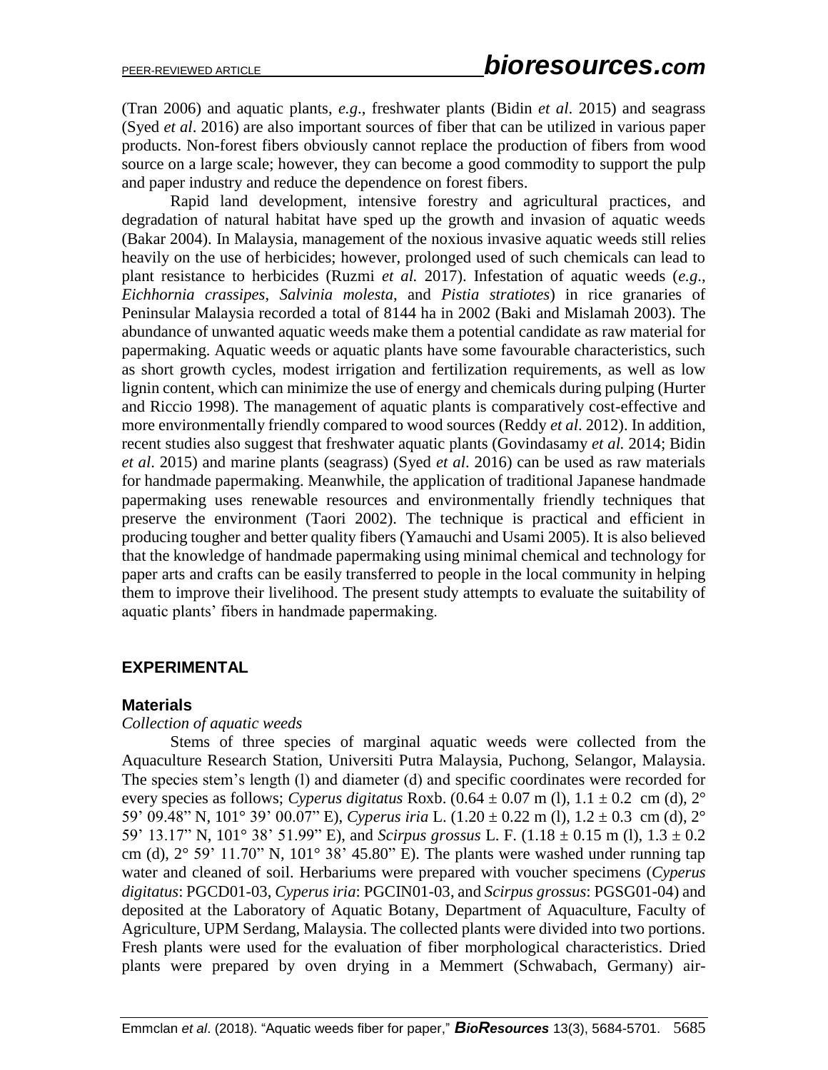(Tran 2006) and aquatic plants, *e.g*., freshwater plants (Bidin *et al*. 2015) and seagrass (Syed *et al*. 2016) are also important sources of fiber that can be utilized in various paper products. Non-forest fibers obviously cannot replace the production of fibers from wood source on a large scale; however, they can become a good commodity to support the pulp and paper industry and reduce the dependence on forest fibers.

Rapid land development, intensive forestry and agricultural practices, and degradation of natural habitat have sped up the growth and invasion of aquatic weeds (Bakar 2004). In Malaysia, management of the noxious invasive aquatic weeds still relies heavily on the use of herbicides; however, prolonged used of such chemicals can lead to plant resistance to herbicides (Ruzmi *et al.* 2017). Infestation of aquatic weeds (*e.g*., *Eichhornia crassipes*, *Salvinia molesta*, and *Pistia stratiotes*) in rice granaries of Peninsular Malaysia recorded a total of 8144 ha in 2002 (Baki and Mislamah 2003). The abundance of unwanted aquatic weeds make them a potential candidate as raw material for papermaking. Aquatic weeds or aquatic plants have some favourable characteristics, such as short growth cycles, modest irrigation and fertilization requirements, as well as low lignin content, which can minimize the use of energy and chemicals during pulping (Hurter and Riccio 1998). The management of aquatic plants is comparatively cost-effective and more environmentally friendly compared to wood sources (Reddy *et al*. 2012). In addition, recent studies also suggest that freshwater aquatic plants (Govindasamy *et al.* 2014; Bidin *et al*. 2015) and marine plants (seagrass) (Syed *et al*. 2016) can be used as raw materials for handmade papermaking. Meanwhile, the application of traditional Japanese handmade papermaking uses renewable resources and environmentally friendly techniques that preserve the environment (Taori 2002). The technique is practical and efficient in producing tougher and better quality fibers (Yamauchi and Usami 2005). It is also believed that the knowledge of handmade papermaking using minimal chemical and technology for paper arts and crafts can be easily transferred to people in the local community in helping them to improve their livelihood. The present study attempts to evaluate the suitability of aquatic plants' fibers in handmade papermaking.

## EXPERIMENTAL

### Materials

*Collection of aquatic weeds*

Stems of three species of marginal aquatic weeds were collected from the Aquaculture Research Station, Universiti Putra Malaysia, Puchong, Selangor, Malaysia. The species stem's length (l) and diameter (d) and specific coordinates were recorded for every species as follows; *Cyperus digitatus* Roxb. (0.64 ± 0.07 m (l), 1.1 ± 0.2 cm (d), 2° 59' 09.48" N, 101° 39' 00.07" E), *Cyperus iria* L. (1.20 ± 0.22 m (l), 1.2 ± 0.3 cm (d), 2° 59' 13.17" N, 101° 38' 51.99" E), and *Scirpus grossus* L. F. (1.18 ± 0.15 m (l), 1.3 ± 0.2 cm (d), 2° 59' 11.70" N, 101° 38' 45.80" E). The plants were washed under running tap water and cleaned of soil. Herbariums were prepared with voucher specimens (*Cyperus digitatus*: PGCD01-03, *Cyperus iria*: PGCIN01-03, and *Scirpus grossus*: PGSG01-04) and deposited at the Laboratory of Aquatic Botany, Department of Aquaculture, Faculty of Agriculture, UPM Serdang, Malaysia. The collected plants were divided into two portions. Fresh plants were used for the evaluation of fiber morphological characteristics. Dried plants were prepared by oven drying in a Memmert (Schwabach, Germany) air-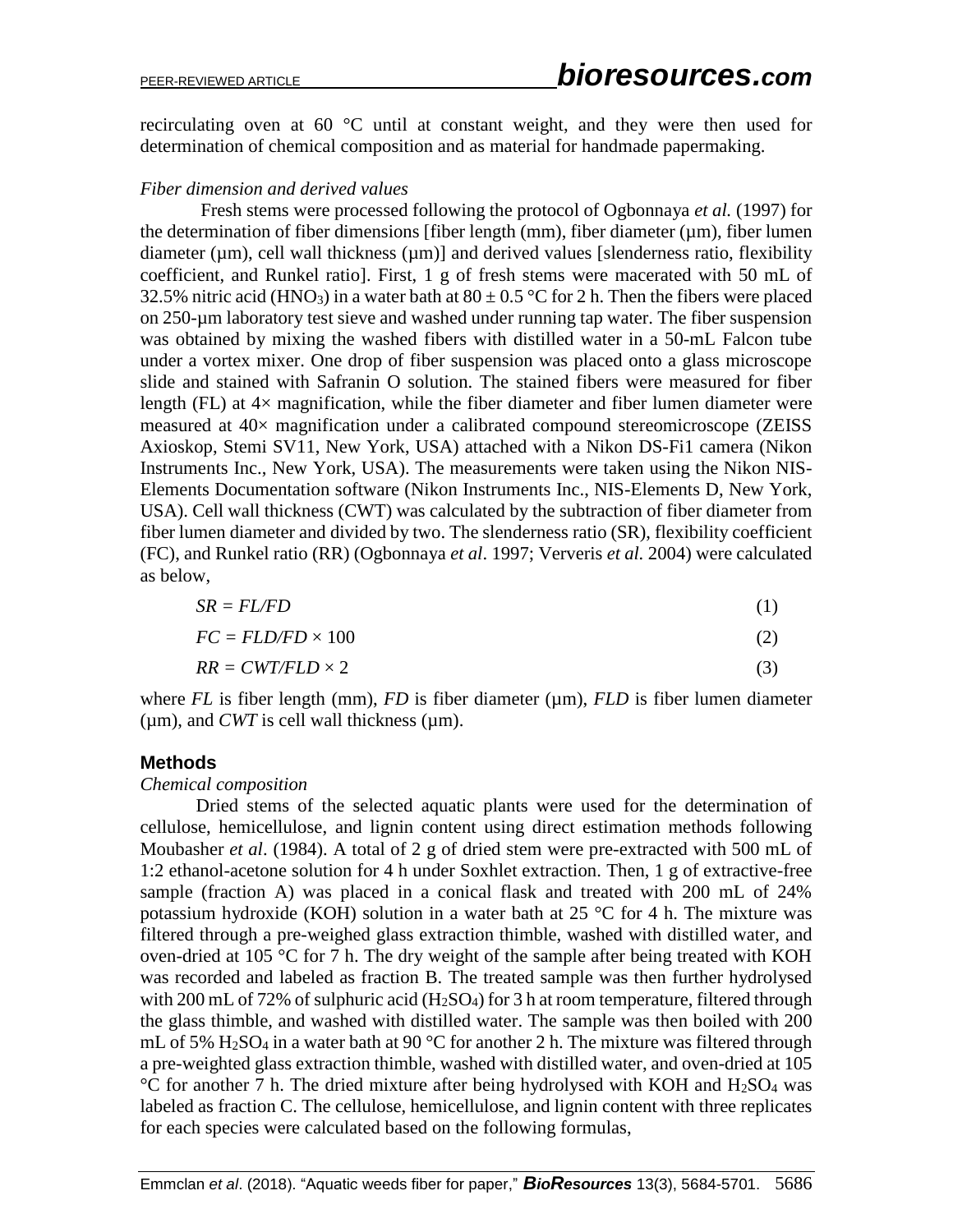recirculating oven at 60 °C until at constant weight, and they were then used for determination of chemical composition and as material for handmade papermaking.

*Fiber dimension and derived values*

Fresh stems were processed following the protocol of Ogbonnaya *et al.* (1997) for the determination of fiber dimensions [fiber length (mm), fiber diameter (µm), fiber lumen diameter (µm), cell wall thickness (µm)] and derived values [slenderness ratio, flexibility coefficient, and Runkel ratio]. First, 1 g of fresh stems were macerated with 50 mL of 32.5% nitric acid ($HNO_3$) in a water bath at 80 ± 0.5 °C for 2 h. Then the fibers were placed on 250-µm laboratory test sieve and washed under running tap water. The fiber suspension was obtained by mixing the washed fibers with distilled water in a 50-mL Falcon tube under a vortex mixer. One drop of fiber suspension was placed onto a glass microscope slide and stained with Safranin O solution. The stained fibers were measured for fiber length (FL) at 4× magnification, while the fiber diameter and fiber lumen diameter were measured at 40× magnification under a calibrated compound stereomicroscope (ZEISS Axioskop, Stemi SV11, New York, USA) attached with a Nikon DS-Fi1 camera (Nikon Instruments Inc., New York, USA). The measurements were taken using the Nikon NIS-Elements Documentation software (Nikon Instruments Inc., NIS-Elements D, New York, USA). Cell wall thickness (CWT) was calculated by the subtraction of fiber diameter from fiber lumen diameter and divided by two. The slenderness ratio (SR), flexibility coefficient (FC), and Runkel ratio (RR) (Ogbonnaya *et al*. 1997; Ververis *et al.* 2004) were calculated as below,

$$SR = FL/FD \tag{1}$$

$$FC = FLD/FD \times 100 \tag{2}$$

$$RR = CWT/FLD \times 2 \tag{3}$$

where $FL$ is fiber length (mm), $FD$ is fiber diameter (µm), $FLD$ is fiber lumen diameter (µm), and $CWT$ is cell wall thickness (µm).

## Methods

*Chemical composition*

Dried stems of the selected aquatic plants were used for the determination of cellulose, hemicellulose, and lignin content using direct estimation methods following Moubasher *et al*. (1984). A total of 2 g of dried stem were pre-extracted with 500 mL of 1:2 ethanol-acetone solution for 4 h under Soxhlet extraction. Then, 1 g of extractive-free sample (fraction A) was placed in a conical flask and treated with 200 mL of 24% potassium hydroxide (KOH) solution in a water bath at 25 °C for 4 h. The mixture was filtered through a pre-weighed glass extraction thimble, washed with distilled water, and oven-dried at 105 °C for 7 h. The dry weight of the sample after being treated with KOH was recorded and labeled as fraction B. The treated sample was then further hydrolysed with 200 mL of 72% of sulphuric acid ($H_2SO_4$) for 3 h at room temperature, filtered through the glass thimble, and washed with distilled water. The sample was then boiled with 200 mL of 5% $H_2SO_4$ in a water bath at 90 °C for another 2 h. The mixture was filtered through a pre-weighted glass extraction thimble, washed with distilled water, and oven-dried at 105 °C for another 7 h. The dried mixture after being hydrolysed with KOH and $H_2SO_4$ was labeled as fraction C. The cellulose, hemicellulose, and lignin content with three replicates for each species were calculated based on the following formulas,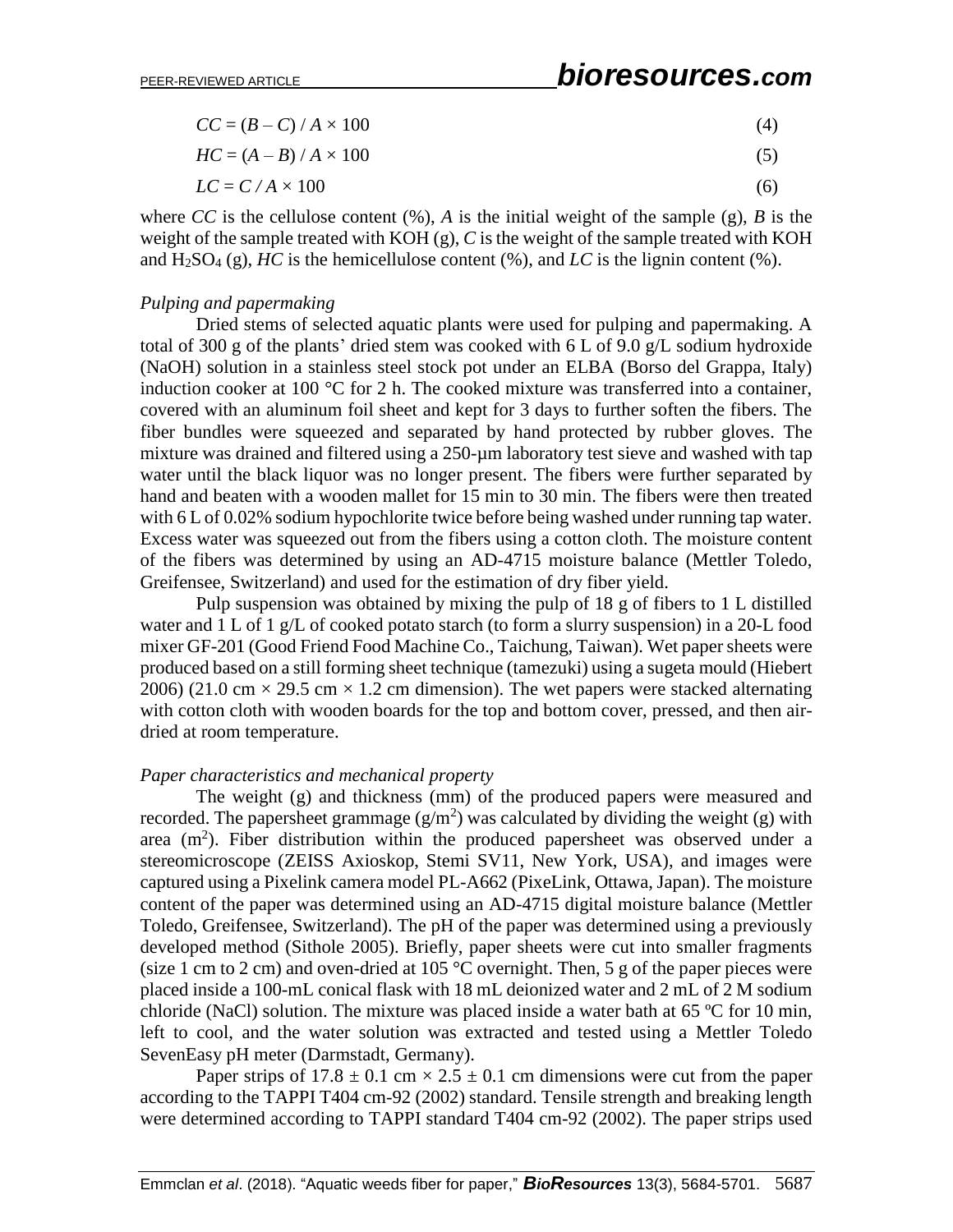$$CC = (B - C) / A \times 100 \tag{4}$$

$$HC = (A - B) / A \times 100 \tag{5}$$

$$LC = C / A \times 100 \tag{6}$$

where $CC$ is the cellulose content (%), $A$ is the initial weight of the sample (g), $B$ is the weight of the sample treated with KOH (g), $C$ is the weight of the sample treated with KOH and $H_2SO_4$ (g), $HC$ is the hemicellulose content (%), and $LC$ is the lignin content (%).

### *Pulping and papermaking*

Dried stems of selected aquatic plants were used for pulping and papermaking. A total of 300 g of the plants' dried stem was cooked with 6 L of 9.0 g/L sodium hydroxide (NaOH) solution in a stainless steel stock pot under an ELBA (Borso del Grappa, Italy) induction cooker at 100 °C for 2 h. The cooked mixture was transferred into a container, covered with an aluminum foil sheet and kept for 3 days to further soften the fibers. The fiber bundles were squeezed and separated by hand protected by rubber gloves. The mixture was drained and filtered using a 250-µm laboratory test sieve and washed with tap water until the black liquor was no longer present. The fibers were further separated by hand and beaten with a wooden mallet for 15 min to 30 min. The fibers were then treated with 6 L of 0.02% sodium hypochlorite twice before being washed under running tap water. Excess water was squeezed out from the fibers using a cotton cloth. The moisture content of the fibers was determined by using an AD-4715 moisture balance (Mettler Toledo, Greifensee, Switzerland) and used for the estimation of dry fiber yield.

Pulp suspension was obtained by mixing the pulp of 18 g of fibers to 1 L distilled water and 1 L of 1 g/L of cooked potato starch (to form a slurry suspension) in a 20-L food mixer GF-201 (Good Friend Food Machine Co., Taichung, Taiwan). Wet paper sheets were produced based on a still forming sheet technique (tamezuki) using a sugeta mould (Hiebert 2006) (21.0 cm × 29.5 cm × 1.2 cm dimension). The wet papers were stacked alternating with cotton cloth with wooden boards for the top and bottom cover, pressed, and then air-dried at room temperature.

### *Paper characteristics and mechanical property*

The weight (g) and thickness (mm) of the produced papers were measured and recorded. The papersheet grammage ($g/m^2$) was calculated by dividing the weight (g) with area ($m^2$). Fiber distribution within the produced papersheet was observed under a stereomicroscope (ZEISS Axioskop, Stemi SV11, New York, USA), and images were captured using a Pixelink camera model PL-A662 (PixeLink, Ottawa, Japan). The moisture content of the paper was determined using an AD-4715 digital moisture balance (Mettler Toledo, Greifensee, Switzerland). The pH of the paper was determined using a previously developed method (Sithole 2005). Briefly, paper sheets were cut into smaller fragments (size 1 cm to 2 cm) and oven-dried at 105 °C overnight. Then, 5 g of the paper pieces were placed inside a 100-mL conical flask with 18 mL deionized water and 2 mL of 2 M sodium chloride (NaCl) solution. The mixture was placed inside a water bath at 65 ºC for 10 min, left to cool, and the water solution was extracted and tested using a Mettler Toledo SevenEasy pH meter (Darmstadt, Germany).

Paper strips of 17.8 ± 0.1 cm × 2.5 ± 0.1 cm dimensions were cut from the paper according to the TAPPI T404 cm-92 (2002) standard. Tensile strength and breaking length were determined according to TAPPI standard T404 cm-92 (2002). The paper strips used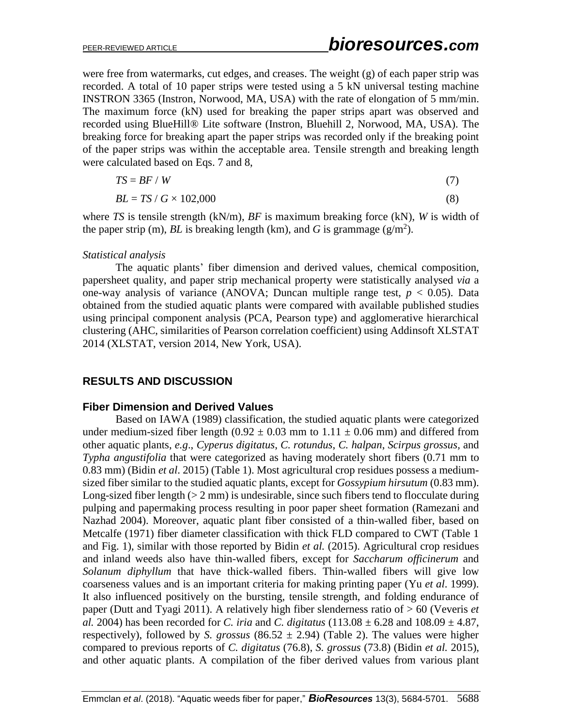were free from watermarks, cut edges, and creases. The weight (g) of each paper strip was recorded. A total of 10 paper strips were tested using a 5 kN universal testing machine INSTRON 3365 (Instron, Norwood, MA, USA) with the rate of elongation of 5 mm/min. The maximum force (kN) used for breaking the paper strips apart was observed and recorded using BlueHill® Lite software (Instron, Bluehill 2, Norwood, MA, USA). The breaking force for breaking apart the paper strips was recorded only if the breaking point of the paper strips was within the acceptable area. Tensile strength and breaking length were calculated based on Eqs. 7 and 8,

$$TS = BF / W \tag{7}$$

$$BL = TS / G \times 102{,}000 \tag{8}$$

where $TS$ is tensile strength (kN/m), $BF$ is maximum breaking force (kN), $W$ is width of the paper strip (m), $BL$ is breaking length (km), and $G$ is grammage (g/m$^2$).

*Statistical analysis*

The aquatic plants' fiber dimension and derived values, chemical composition, papersheet quality, and paper strip mechanical property were statistically analysed *via* a one-way analysis of variance (ANOVA; Duncan multiple range test, $p < 0.05$). Data obtained from the studied aquatic plants were compared with available published studies using principal component analysis (PCA, Pearson type) and agglomerative hierarchical clustering (AHC, similarities of Pearson correlation coefficient) using Addinsoft XLSTAT 2014 (XLSTAT, version 2014, New York, USA).

## RESULTS AND DISCUSSION

### Fiber Dimension and Derived Values

Based on IAWA (1989) classification, the studied aquatic plants were categorized under medium-sized fiber length (0.92 ± 0.03 mm to 1.11 ± 0.06 mm) and differed from other aquatic plants, *e.g*., *Cyperus digitatus*, *C. rotundus*, *C. halpan*, *Scirpus grossus*, and *Typha angustifolia* that were categorized as having moderately short fibers (0.71 mm to 0.83 mm) (Bidin *et al*. 2015) (Table 1). Most agricultural crop residues possess a medium-sized fiber similar to the studied aquatic plants, except for *Gossypium hirsutum* (0.83 mm). Long-sized fiber length (> 2 mm) is undesirable, since such fibers tend to flocculate during pulping and papermaking process resulting in poor paper sheet formation (Ramezani and Nazhad 2004). Moreover, aquatic plant fiber consisted of a thin-walled fiber, based on Metcalfe (1971) fiber diameter classification with thick FLD compared to CWT (Table 1 and Fig. 1), similar with those reported by Bidin *et al.* (2015). Agricultural crop residues and inland weeds also have thin-walled fibers, except for *Saccharum officinerum* and *Solanum diphyllum* that have thick-walled fibers. Thin-walled fibers will give low coarseness values and is an important criteria for making printing paper (Yu *et al*. 1999). It also influenced positively on the bursting, tensile strength, and folding endurance of paper (Dutt and Tyagi 2011). A relatively high fiber slenderness ratio of > 60 (Veveris *et al.* 2004) has been recorded for *C. iria* and *C. digitatus* (113.08 ± 6.28 and 108.09 ± 4.87, respectively), followed by *S. grossus* (86.52 ± 2.94) (Table 2). The values were higher compared to previous reports of *C. digitatus* (76.8), *S. grossus* (73.8) (Bidin *et al.* 2015), and other aquatic plants. A compilation of the fiber derived values from various plant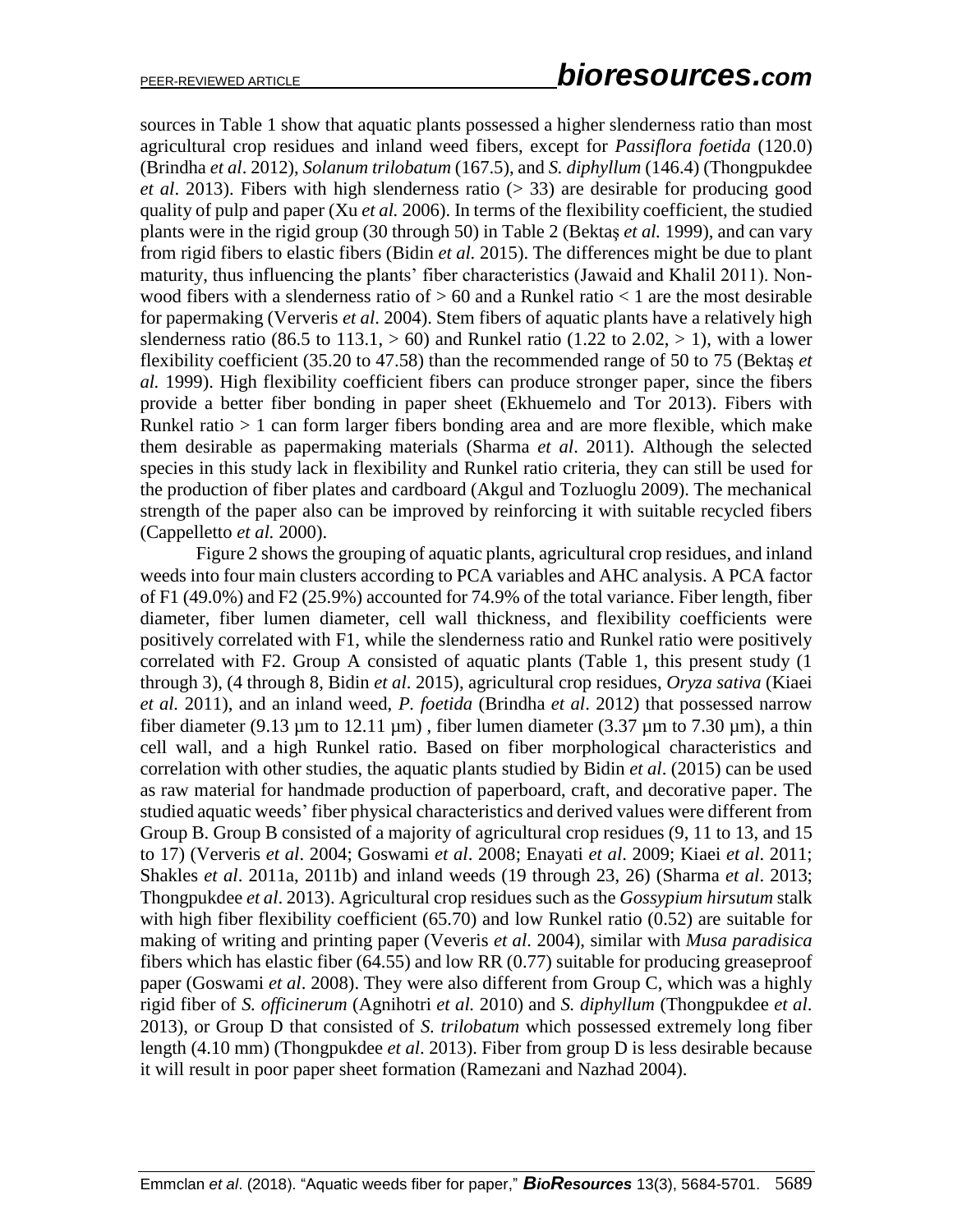sources in Table 1 show that aquatic plants possessed a higher slenderness ratio than most agricultural crop residues and inland weed fibers, except for *Passiflora foetida* (120.0) (Brindha *et al*. 2012), *Solanum trilobatum* (167.5), and *S. diphyllum* (146.4) (Thongpukdee *et al*. 2013). Fibers with high slenderness ratio (> 33) are desirable for producing good quality of pulp and paper (Xu *et al.* 2006). In terms of the flexibility coefficient, the studied plants were in the rigid group (30 through 50) in Table 2 (Bektaş *et al.* 1999), and can vary from rigid fibers to elastic fibers (Bidin *et al.* 2015). The differences might be due to plant maturity, thus influencing the plants' fiber characteristics (Jawaid and Khalil 2011). Non-wood fibers with a slenderness ratio of > 60 and a Runkel ratio < 1 are the most desirable for papermaking (Ververis *et al*. 2004). Stem fibers of aquatic plants have a relatively high slenderness ratio (86.5 to 113.1, > 60) and Runkel ratio (1.22 to 2.02, > 1), with a lower flexibility coefficient (35.20 to 47.58) than the recommended range of 50 to 75 (Bektaş *et al.* 1999). High flexibility coefficient fibers can produce stronger paper, since the fibers provide a better fiber bonding in paper sheet (Ekhuemelo and Tor 2013). Fibers with Runkel ratio > 1 can form larger fibers bonding area and are more flexible, which make them desirable as papermaking materials (Sharma *et al*. 2011). Although the selected species in this study lack in flexibility and Runkel ratio criteria, they can still be used for the production of fiber plates and cardboard (Akgul and Tozluoglu 2009). The mechanical strength of the paper also can be improved by reinforcing it with suitable recycled fibers (Cappelletto *et al.* 2000).

Figure 2 shows the grouping of aquatic plants, agricultural crop residues, and inland weeds into four main clusters according to PCA variables and AHC analysis. A PCA factor of F1 (49.0%) and F2 (25.9%) accounted for 74.9% of the total variance. Fiber length, fiber diameter, fiber lumen diameter, cell wall thickness, and flexibility coefficients were positively correlated with F1, while the slenderness ratio and Runkel ratio were positively correlated with F2. Group A consisted of aquatic plants (Table 1, this present study (1 through 3), (4 through 8, Bidin *et al*. 2015), agricultural crop residues, *Oryza sativa* (Kiaei *et al.* 2011), and an inland weed, *P. foetida* (Brindha *et al*. 2012) that possessed narrow fiber diameter (9.13 µm to 12.11 µm) , fiber lumen diameter (3.37 µm to 7.30 µm), a thin cell wall, and a high Runkel ratio. Based on fiber morphological characteristics and correlation with other studies, the aquatic plants studied by Bidin *et al*. (2015) can be used as raw material for handmade production of paperboard, craft, and decorative paper. The studied aquatic weeds' fiber physical characteristics and derived values were different from Group B. Group B consisted of a majority of agricultural crop residues (9, 11 to 13, and 15 to 17) (Ververis *et al*. 2004; Goswami *et al*. 2008; Enayati *et al*. 2009; Kiaei *et al*. 2011; Shakles *et al*. 2011a, 2011b) and inland weeds (19 through 23, 26) (Sharma *et al*. 2013; Thongpukdee *et al*. 2013). Agricultural crop residues such as the *Gossypium hirsutum* stalk with high fiber flexibility coefficient (65.70) and low Runkel ratio (0.52) are suitable for making of writing and printing paper (Veveris *et al*. 2004), similar with *Musa paradisica* fibers which has elastic fiber (64.55) and low RR (0.77) suitable for producing greaseproof paper (Goswami *et al*. 2008). They were also different from Group C, which was a highly rigid fiber of *S. officinerum* (Agnihotri *et al.* 2010) and *S. diphyllum* (Thongpukdee *et al*. 2013), or Group D that consisted of *S. trilobatum* which possessed extremely long fiber length (4.10 mm) (Thongpukdee *et al*. 2013). Fiber from group D is less desirable because it will result in poor paper sheet formation (Ramezani and Nazhad 2004).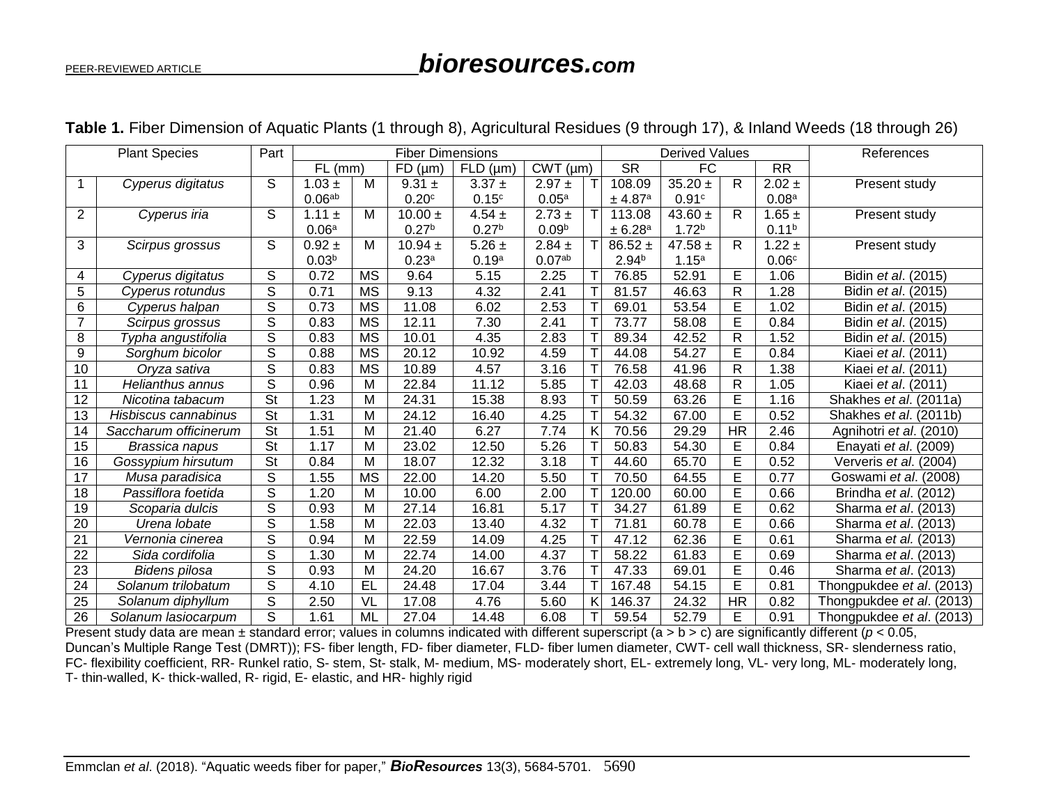**Table 1.** Fiber Dimension of Aquatic Plants (1 through 8), Agricultural Residues (9 through 17), & Inland Weeds (18 through 26)

| Plant Species | | Part | Fiber Dimensions | | | | | | Derived Values | | | | References |
|---|---|---|---|---|---|---|---|---|---|---|---|---|---|
| | | | FL (mm) | | FD (µm) | FLD (µm) | CWT (µm) | | SR | FC | | RR | |
| 1 | *Cyperus digitatus* | S | 1.03 ± $0.06^{ab}$ | M | 9.31 ± $0.20^{c}$ | 3.37 ± $0.15^{c}$ | 2.97 ± $0.05^{a}$ | T | 108.09 ± $4.87^{a}$ | 35.20 ± $0.91^{c}$ | R | 2.02 ± $0.08^{a}$ | Present study |
| 2 | *Cyperus iria* | S | 1.11 ± $0.06^{a}$ | M | 10.00 ± $0.27^{b}$ | 4.54 ± $0.27^{b}$ | 2.73 ± $0.09^{b}$ | T | 113.08 ± $6.28^{a}$ | 43.60 ± $1.72^{b}$ | R | 1.65 ± $0.11^{b}$ | Present study |
| 3 | *Scirpus grossus* | S | 0.92 ± $0.03^{b}$ | M | 10.94 ± $0.23^{a}$ | 5.26 ± $0.19^{a}$ | 2.84 ± $0.07^{ab}$ | T | 86.52 ± $2.94^{b}$ | 47.58 ± $1.15^{a}$ | R | 1.22 ± $0.06^{c}$ | Present study |
| 4 | *Cyperus digitatus* | S | 0.72 | MS | 9.64 | 5.15 | 2.25 | T | 76.85 | 52.91 | E | 1.06 | Bidin *et al*. (2015) |
| 5 | *Cyperus rotundus* | S | 0.71 | MS | 9.13 | 4.32 | 2.41 | T | 81.57 | 46.63 | R | 1.28 | Bidin *et al*. (2015) |
| 6 | *Cyperus halpan* | S | 0.73 | MS | 11.08 | 6.02 | 2.53 | T | 69.01 | 53.54 | E | 1.02 | Bidin *et al*. (2015) |
| 7 | *Scirpus grossus* | S | 0.83 | MS | 12.11 | 7.30 | 2.41 | T | 73.77 | 58.08 | E | 0.84 | Bidin *et al*. (2015) |
| 8 | *Typha angustifolia* | S | 0.83 | MS | 10.01 | 4.35 | 2.83 | T | 89.34 | 42.52 | R | 1.52 | Bidin *et al*. (2015) |
| 9 | *Sorghum bicolor* | S | 0.88 | MS | 20.12 | 10.92 | 4.59 | T | 44.08 | 54.27 | E | 0.84 | Kiaei *et al*. (2011) |
| 10 | *Oryza sativa* | S | 0.83 | MS | 10.89 | 4.57 | 3.16 | T | 76.58 | 41.96 | R | 1.38 | Kiaei *et al*. (2011) |
| 11 | *Helianthus annus* | S | 0.96 | M | 22.84 | 11.12 | 5.85 | T | 42.03 | 48.68 | R | 1.05 | Kiaei *et al*. (2011) |
| 12 | *Nicotina tabacum* | St | 1.23 | M | 24.31 | 15.38 | 8.93 | T | 50.59 | 63.26 | E | 1.16 | Shakhes *et al*. (2011a) |
| 13 | *Hisbiscus cannabinus* | St | 1.31 | M | 24.12 | 16.40 | 4.25 | T | 54.32 | 67.00 | E | 0.52 | Shakhes *et al*. (2011b) |
| 14 | *Saccharum officinerum* | St | 1.51 | M | 21.40 | 6.27 | 7.74 | K | 70.56 | 29.29 | HR | 2.46 | Agnihotri *et al*. (2010) |
| 15 | *Brassica napus* | St | 1.17 | M | 23.02 | 12.50 | 5.26 | T | 50.83 | 54.30 | E | 0.84 | Enayati *et al*. (2009) |
| 16 | *Gossypium hirsutum* | St | 0.84 | M | 18.07 | 12.32 | 3.18 | T | 44.60 | 65.70 | E | 0.52 | Ververis *et al*. (2004) |
| 17 | *Musa paradisica* | S | 1.55 | MS | 22.00 | 14.20 | 5.50 | T | 70.50 | 64.55 | E | 0.77 | Goswami *et al*. (2008) |
| 18 | *Passiflora foetida* | S | 1.20 | M | 10.00 | 6.00 | 2.00 | T | 120.00 | 60.00 | E | 0.66 | Brindha *et al*. (2012) |
| 19 | *Scoparia dulcis* | S | 0.93 | M | 27.14 | 16.81 | 5.17 | T | 34.27 | 61.89 | E | 0.62 | Sharma *et al*. (2013) |
| 20 | *Urena lobate* | S | 1.58 | M | 22.03 | 13.40 | 4.32 | T | 71.81 | 60.78 | E | 0.66 | Sharma *et al*. (2013) |
| 21 | *Vernonia cinerea* | S | 0.94 | M | 22.59 | 14.09 | 4.25 | T | 47.12 | 62.36 | E | 0.61 | Sharma *et al.* (2013) |
| 22 | *Sida cordifolia* | S | 1.30 | M | 22.74 | 14.00 | 4.37 | T | 58.22 | 61.83 | E | 0.69 | Sharma *et al*. (2013) |
| 23 | *Bidens pilosa* | S | 0.93 | M | 24.20 | 16.67 | 3.76 | T | 47.33 | 69.01 | E | 0.46 | Sharma *et al*. (2013) |
| 24 | *Solanum trilobatum* | S | 4.10 | EL | 24.48 | 17.04 | 3.44 | T | 167.48 | 54.15 | E | 0.81 | Thongpukdee *et al*. (2013) |
| 25 | *Solanum diphyllum* | S | 2.50 | VL | 17.08 | 4.76 | 5.60 | K | 146.37 | 24.32 | HR | 0.82 | Thongpukdee *et al*. (2013) |
| 26 | *Solanum lasiocarpum* | S | 1.61 | ML | 27.04 | 14.48 | 6.08 | T | 59.54 | 52.79 | E | 0.91 | Thongpukdee *et al*. (2013) |

Present study data are mean ± standard error; values in columns indicated with different superscript (a > b > c) are significantly different ($p < 0.05$, Duncan's Multiple Range Test (DMRT)); FS- fiber length, FD- fiber diameter, FLD- fiber lumen diameter, CWT- cell wall thickness, SR- slenderness ratio, FC- flexibility coefficient, RR- Runkel ratio, S- stem, St- stalk, M- medium, MS- moderately short, EL- extremely long, VL- very long, ML- moderately long, T- thin-walled, K- thick-walled, R- rigid, E- elastic, and HR- highly rigid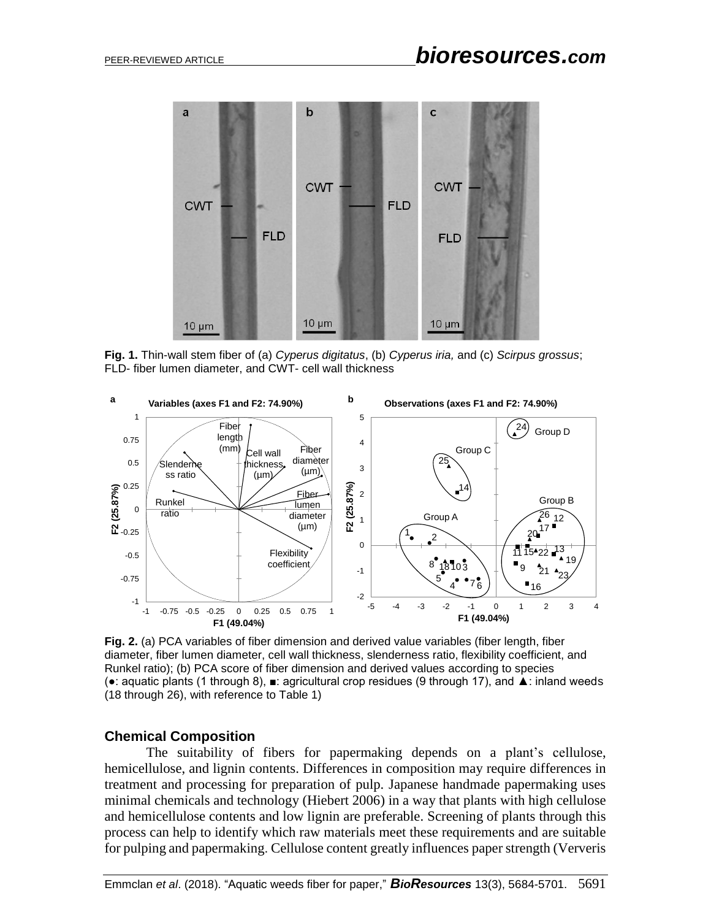**Fig. 1.** Thin-wall stem fiber of (a) *Cyperus digitatus*, (b) *Cyperus iria,* and (c) *Scirpus grossus*; FLD- fiber lumen diameter, and CWT- cell wall thickness

**Fig. 2.** (a) PCA variables of fiber dimension and derived value variables (fiber length, fiber diameter, fiber lumen diameter, cell wall thickness, slenderness ratio, flexibility coefficient, and Runkel ratio); (b) PCA score of fiber dimension and derived values according to species (●: aquatic plants (1 through 8), ■: agricultural crop residues (9 through 17), and ▲: inland weeds (18 through 26), with reference to Table 1)

## Chemical Composition

The suitability of fibers for papermaking depends on a plant's cellulose, hemicellulose, and lignin contents. Differences in composition may require differences in treatment and processing for preparation of pulp. Japanese handmade papermaking uses minimal chemicals and technology (Hiebert 2006) in a way that plants with high cellulose and hemicellulose contents and low lignin are preferable. Screening of plants through this process can help to identify which raw materials meet these requirements and are suitable for pulping and papermaking. Cellulose content greatly influences paper strength (Ververis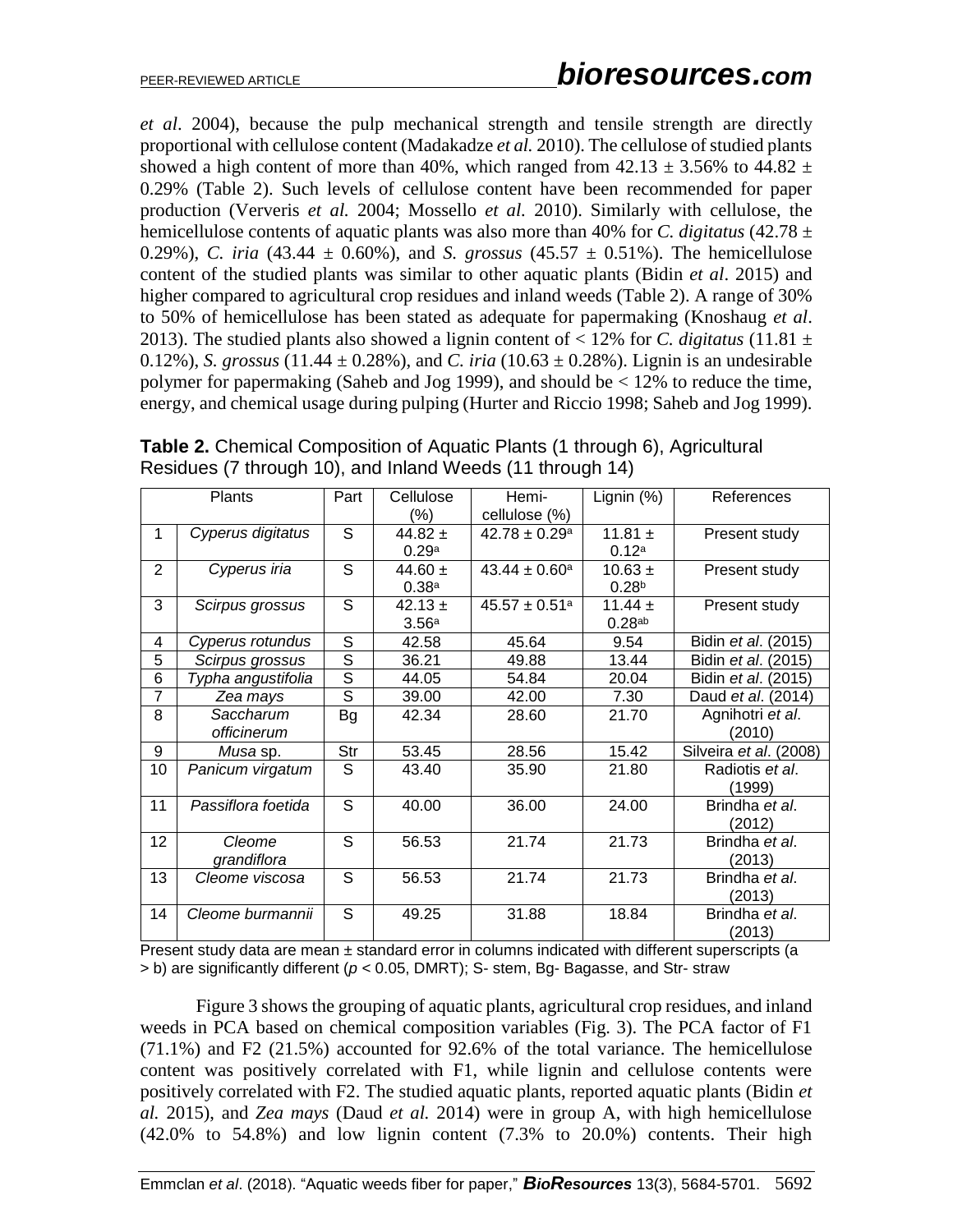*et al*. 2004), because the pulp mechanical strength and tensile strength are directly proportional with cellulose content (Madakadze *et al.* 2010). The cellulose of studied plants showed a high content of more than 40%, which ranged from 42.13 ± 3.56% to 44.82 ± 0.29% (Table 2). Such levels of cellulose content have been recommended for paper production (Ververis *et al.* 2004; Mossello *et al.* 2010). Similarly with cellulose, the hemicellulose contents of aquatic plants was also more than 40% for *C. digitatus* (42.78 ± 0.29%), *C. iria* (43.44 ± 0.60%), and *S. grossus* (45.57 ± 0.51%). The hemicellulose content of the studied plants was similar to other aquatic plants (Bidin *et al*. 2015) and higher compared to agricultural crop residues and inland weeds (Table 2). A range of 30% to 50% of hemicellulose has been stated as adequate for papermaking (Knoshaug *et al*. 2013). The studied plants also showed a lignin content of < 12% for *C. digitatus* (11.81 ± 0.12%), *S. grossus* (11.44 ± 0.28%), and *C. iria* (10.63 ± 0.28%). Lignin is an undesirable polymer for papermaking (Saheb and Jog 1999), and should be < 12% to reduce the time, energy, and chemical usage during pulping (Hurter and Riccio 1998; Saheb and Jog 1999).

**Table 2.** Chemical Composition of Aquatic Plants (1 through 6), Agricultural Residues (7 through 10), and Inland Weeds (11 through 14)

| Plants | | Part | Cellulose (%) | Hemi-cellulose (%) | Lignin (%) | References |
|---|---|---|---|---|---|---|
| 1 | *Cyperus digitatus* | S | 44.82 ± 0.29[a] | 42.78 ± 0.29[a] | 11.81 ± 0.12[a] | Present study |
| 2 | *Cyperus iria* | S | 44.60 ± 0.38[a] | 43.44 ± 0.60[a] | 10.63 ± 0.28[b] | Present study |
| 3 | *Scirpus grossus* | S | 42.13 ± 3.56[a] | 45.57 ± 0.51[a] | 11.44 ± 0.28[ab] | Present study |
| 4 | *Cyperus rotundus* | S | 42.58 | 45.64 | 9.54 | Bidin *et al*. (2015) |
| 5 | *Scirpus grossus* | S | 36.21 | 49.88 | 13.44 | Bidin *et al*. (2015) |
| 6 | *Typha angustifolia* | S | 44.05 | 54.84 | 20.04 | Bidin *et al*. (2015) |
| 7 | *Zea mays* | S | 39.00 | 42.00 | 7.30 | Daud *et al*. (2014) |
| 8 | *Saccharum officinerum* | Bg | 42.34 | 28.60 | 21.70 | Agnihotri *et al*. (2010) |
| 9 | *Musa* sp. | Str | 53.45 | 28.56 | 15.42 | Silveira *et al*. (2008) |
| 10 | *Panicum virgatum* | S | 43.40 | 35.90 | 21.80 | Radiotis *et al*. (1999) |
| 11 | *Passiflora foetida* | S | 40.00 | 36.00 | 24.00 | Brindha *et al*. (2012) |
| 12 | *Cleome grandiflora* | S | 56.53 | 21.74 | 21.73 | Brindha *et al*. (2013) |
| 13 | *Cleome viscosa* | S | 56.53 | 21.74 | 21.73 | Brindha *et al*. (2013) |
| 14 | *Cleome burmannii* | S | 49.25 | 31.88 | 18.84 | Brindha *et al*. (2013) |

Present study data are mean ± standard error in columns indicated with different superscripts (a > b) are significantly different ($p < 0.05$, DMRT); S- stem, Bg- Bagasse, and Str- straw

Figure 3 shows the grouping of aquatic plants, agricultural crop residues, and inland weeds in PCA based on chemical composition variables (Fig. 3). The PCA factor of F1 (71.1%) and F2 (21.5%) accounted for 92.6% of the total variance. The hemicellulose content was positively correlated with F1, while lignin and cellulose contents were positively correlated with F2. The studied aquatic plants, reported aquatic plants (Bidin *et al.* 2015), and *Zea mays* (Daud *et al.* 2014) were in group A, with high hemicellulose (42.0% to 54.8%) and low lignin content (7.3% to 20.0%) contents. Their high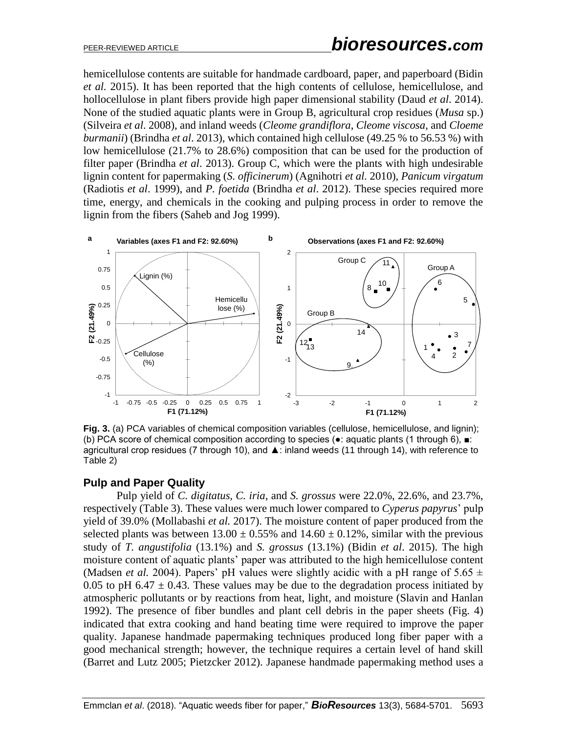hemicellulose contents are suitable for handmade cardboard, paper, and paperboard (Bidin *et al.* 2015). It has been reported that the high contents of cellulose, hemicellulose, and hollocellulose in plant fibers provide high paper dimensional stability (Daud *et al*. 2014). None of the studied aquatic plants were in Group B, agricultural crop residues (*Musa* sp.) (Silveira *et al*. 2008), and inland weeds (*Cleome grandiflora*, *Cleome viscosa*, and *Cloeme burmanii*) (Brindha *et al*. 2013), which contained high cellulose (49.25 % to 56.53 %) with low hemicellulose (21.7% to 28.6%) composition that can be used for the production of filter paper (Brindha *et al*. 2013). Group C, which were the plants with high undesirable lignin content for papermaking (*S. officinerum*) (Agnihotri *et al.* 2010), *Panicum virgatum* (Radiotis *et al*. 1999), and *P. foetida* (Brindha *et al*. 2012). These species required more time, energy, and chemicals in the cooking and pulping process in order to remove the lignin from the fibers (Saheb and Jog 1999).

**Fig. 3.** (a) PCA variables of chemical composition variables (cellulose, hemicellulose, and lignin); (b) PCA score of chemical composition according to species (●: aquatic plants (1 through 6), ■: agricultural crop residues (7 through 10), and ▲: inland weeds (11 through 14), with reference to Table 2)

## Pulp and Paper Quality

Pulp yield of *C. digitatus*, *C. iria*, and *S. grossus* were 22.0%, 22.6%, and 23.7%, respectively (Table 3). These values were much lower compared to *Cyperus papyrus*' pulp yield of 39.0% (Mollabashi *et al.* 2017). The moisture content of paper produced from the selected plants was between $13.00 \pm 0.55\%$ and $14.60 \pm 0.12\%$, similar with the previous study of *T. angustifolia* (13.1%) and *S. grossus* (13.1%) (Bidin *et al*. 2015). The high moisture content of aquatic plants' paper was attributed to the high hemicellulose content (Madsen *et al.* 2004). Papers' pH values were slightly acidic with a pH range of $5.65 \pm 0.05$ to pH $6.47 \pm 0.43$. These values may be due to the degradation process initiated by atmospheric pollutants or by reactions from heat, light, and moisture (Slavin and Hanlan 1992). The presence of fiber bundles and plant cell debris in the paper sheets (Fig. 4) indicated that extra cooking and hand beating time were required to improve the paper quality. Japanese handmade papermaking techniques produced long fiber paper with a good mechanical strength; however, the technique requires a certain level of hand skill (Barret and Lutz 2005; Pietzcker 2012). Japanese handmade papermaking method uses a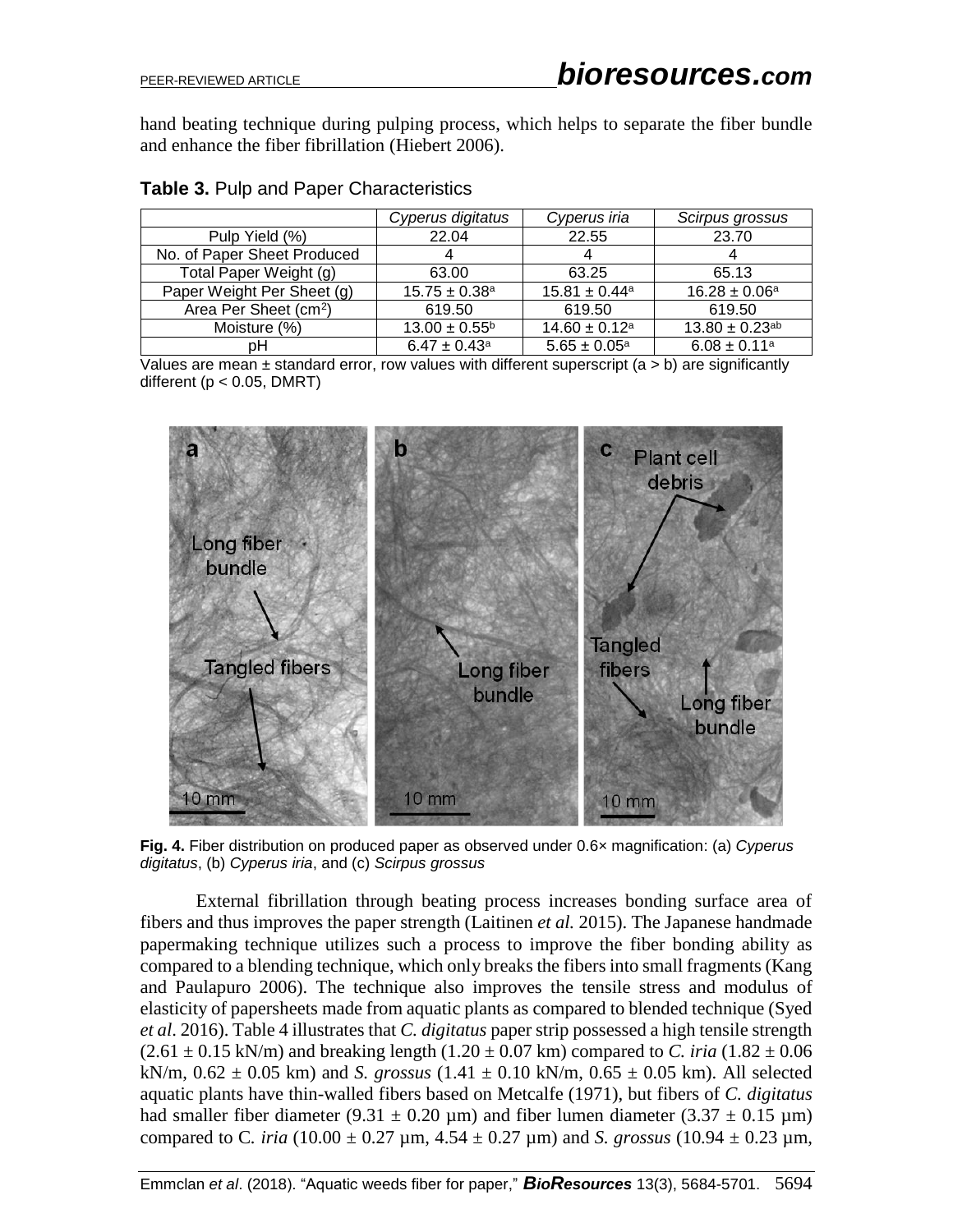hand beating technique during pulping process, which helps to separate the fiber bundle and enhance the fiber fibrillation (Hiebert 2006).

**Table 3.** Pulp and Paper Characteristics

| | *Cyperus digitatus* | *Cyperus iria* | *Scirpus grossus* |
|---|---|---|---|
| Pulp Yield (%) | 22.04 | 22.55 | 23.70 |
| No. of Paper Sheet Produced | 4 | 4 | 4 |
| Total Paper Weight (g) | 63.00 | 63.25 | 65.13 |
| Paper Weight Per Sheet (g) | $15.75 \pm 0.38^{a}$ | $15.81 \pm 0.44^{a}$ | $16.28 \pm 0.06^{a}$ |
| Area Per Sheet (cm$^2$) | 619.50 | 619.50 | 619.50 |
| Moisture (%) | $13.00 \pm 0.55^{b}$ | $14.60 \pm 0.12^{a}$ | $13.80 \pm 0.23^{ab}$ |
| pH | $6.47 \pm 0.43^{a}$ | $5.65 \pm 0.05^{a}$ | $6.08 \pm 0.11^{a}$ |

Values are mean ± standard error, row values with different superscript (a > b) are significantly different ($p < 0.05$, DMRT)

**Fig. 4.** Fiber distribution on produced paper as observed under 0.6× magnification: (a) *Cyperus digitatus*, (b) *Cyperus iria*, and (c) *Scirpus grossus*

External fibrillation through beating process increases bonding surface area of fibers and thus improves the paper strength (Laitinen *et al.* 2015). The Japanese handmade papermaking technique utilizes such a process to improve the fiber bonding ability as compared to a blending technique, which only breaks the fibers into small fragments (Kang and Paulapuro 2006). The technique also improves the tensile stress and modulus of elasticity of papersheets made from aquatic plants as compared to blended technique (Syed *et al*. 2016). Table 4 illustrates that *C. digitatus* paper strip possessed a high tensile strength (2.61 ± 0.15 kN/m) and breaking length (1.20 ± 0.07 km) compared to *C. iria* (1.82 ± 0.06 kN/m, 0.62 ± 0.05 km) and *S. grossus* (1.41 ± 0.10 kN/m, 0.65 ± 0.05 km). All selected aquatic plants have thin-walled fibers based on Metcalfe (1971), but fibers of *C. digitatus* had smaller fiber diameter (9.31 ± 0.20 µm) and fiber lumen diameter (3.37 ± 0.15 µm) compared to C*. iria* (10.00 ± 0.27 µm, 4.54 ± 0.27 µm) and *S. grossus* (10.94 ± 0.23 µm,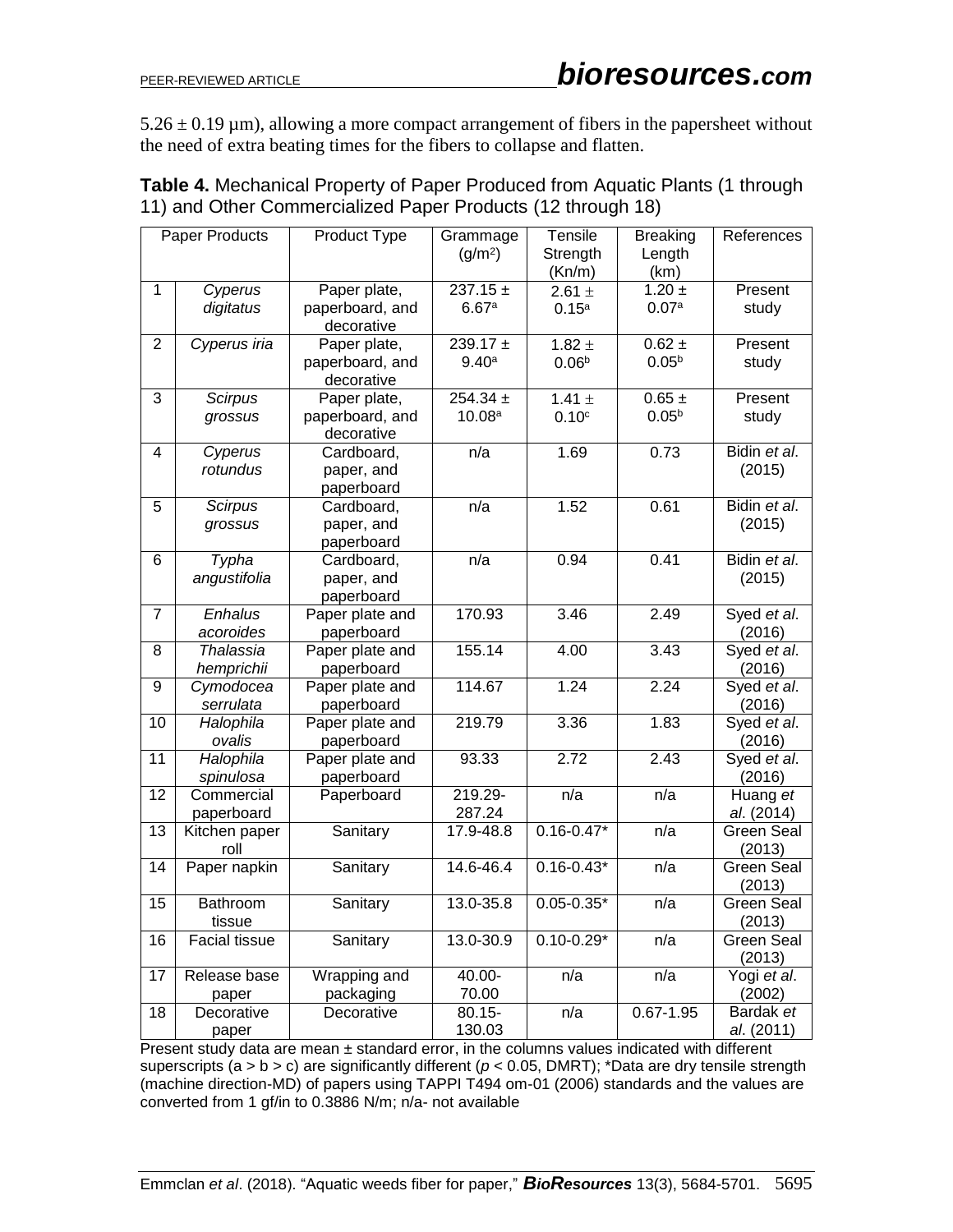$5.26 \pm 0.19$ µm), allowing a more compact arrangement of fibers in the papersheet without the need of extra beating times for the fibers to collapse and flatten.

**Table 4.** Mechanical Property of Paper Produced from Aquatic Plants (1 through 11) and Other Commercialized Paper Products (12 through 18)

| Paper Products | | Product Type | Grammage ($g/m^2$) | Tensile Strength (Kn/m) | Breaking Length (km) | References |
|---|---|---|---|---|---|---|
| 1 | *Cyperus digitatus* | Paper plate, paperboard, and decorative | $237.15 \pm 6.67^a$ | $2.61 \pm 0.15^a$ | $1.20 \pm 0.07^a$ | Present study |
| 2 | *Cyperus iria* | Paper plate, paperboard, and decorative | $239.17 \pm 9.40^a$ | $1.82 \pm 0.06^b$ | $0.62 \pm 0.05^b$ | Present study |
| 3 | *Scirpus grossus* | Paper plate, paperboard, and decorative | $254.34 \pm 10.08^a$ | $1.41 \pm 0.10^c$ | $0.65 \pm 0.05^b$ | Present study |
| 4 | *Cyperus rotundus* | Cardboard, paper, and paperboard | n/a | 1.69 | 0.73 | Bidin *et al*. (2015) |
| 5 | *Scirpus grossus* | Cardboard, paper, and paperboard | n/a | 1.52 | 0.61 | Bidin *et al*. (2015) |
| 6 | *Typha angustifolia* | Cardboard, paper, and paperboard | n/a | 0.94 | 0.41 | Bidin *et al*. (2015) |
| 7 | *Enhalus acoroides* | Paper plate and paperboard | 170.93 | 3.46 | 2.49 | Syed *et al*. (2016) |
| 8 | *Thalassia hemprichii* | Paper plate and paperboard | 155.14 | 4.00 | 3.43 | Syed *et al*. (2016) |
| 9 | *Cymodocea serrulata* | Paper plate and paperboard | 114.67 | 1.24 | 2.24 | Syed *et al*. (2016) |
| 10 | *Halophila ovalis* | Paper plate and paperboard | 219.79 | 3.36 | 1.83 | Syed *et al*. (2016) |
| 11 | *Halophila spinulosa* | Paper plate and paperboard | 93.33 | 2.72 | 2.43 | Syed *et al*. (2016) |
| 12 | Commercial paperboard | Paperboard | 219.29-287.24 | n/a | n/a | Huang *et al*. (2014) |
| 13 | Kitchen paper roll | Sanitary | 17.9-48.8 | 0.16-0.47* | n/a | Green Seal (2013) |
| 14 | Paper napkin | Sanitary | 14.6-46.4 | 0.16-0.43* | n/a | Green Seal (2013) |
| 15 | Bathroom tissue | Sanitary | 13.0-35.8 | 0.05-0.35* | n/a | Green Seal (2013) |
| 16 | Facial tissue | Sanitary | 13.0-30.9 | 0.10-0.29* | n/a | Green Seal (2013) |
| 17 | Release base paper | Wrapping and packaging | 40.00-70.00 | n/a | n/a | Yogi *et al*. (2002) |
| 18 | Decorative paper | Decorative | 80.15-130.03 | n/a | 0.67-1.95 | Bardak *et al*. (2011) |

Present study data are mean ± standard error, in the columns values indicated with different superscripts (a > b > c) are significantly different ($p < 0.05$, DMRT); *Data are dry tensile strength (machine direction-MD) of papers using TAPPI T494 om-01 (2006) standards and the values are converted from 1 gf/in to 0.3886 N/m; n/a- not available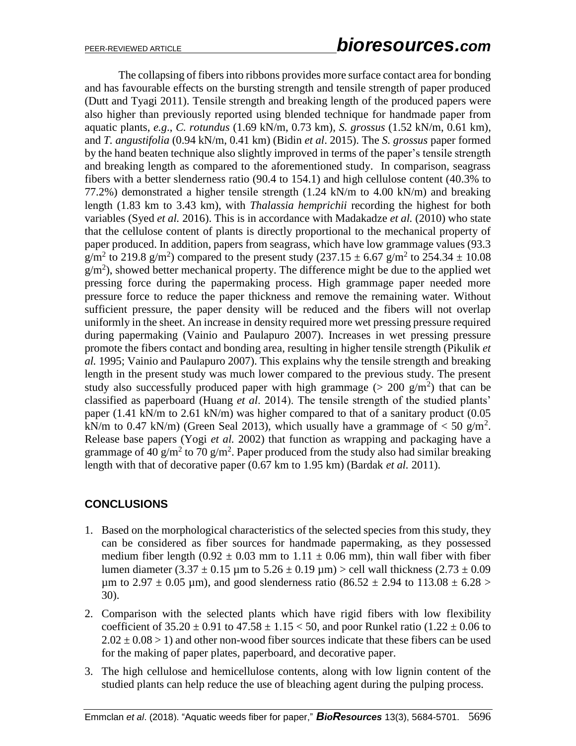The collapsing of fibers into ribbons provides more surface contact area for bonding and has favourable effects on the bursting strength and tensile strength of paper produced (Dutt and Tyagi 2011). Tensile strength and breaking length of the produced papers were also higher than previously reported using blended technique for handmade paper from aquatic plants, *e.g*., *C. rotundus* (1.69 kN/m, 0.73 km), *S. grossus* (1.52 kN/m, 0.61 km), and *T. angustifolia* (0.94 kN/m, 0.41 km) (Bidin *et al*. 2015). The *S. grossus* paper formed by the hand beaten technique also slightly improved in terms of the paper's tensile strength and breaking length as compared to the aforementioned study. In comparison, seagrass fibers with a better slenderness ratio (90.4 to 154.1) and high cellulose content (40.3% to 77.2%) demonstrated a higher tensile strength (1.24 kN/m to 4.00 kN/m) and breaking length (1.83 km to 3.43 km), with *Thalassia hemprichii* recording the highest for both variables (Syed *et al.* 2016). This is in accordance with Madakadze *et al.* (2010) who state that the cellulose content of plants is directly proportional to the mechanical property of paper produced. In addition, papers from seagrass, which have low grammage values (93.3 $g/m^2$ to 219.8 $g/m^2$) compared to the present study (237.15 ± 6.67 $g/m^2$ to 254.34 ± 10.08 $g/m^2$), showed better mechanical property. The difference might be due to the applied wet pressing force during the papermaking process. High grammage paper needed more pressure force to reduce the paper thickness and remove the remaining water. Without sufficient pressure, the paper density will be reduced and the fibers will not overlap uniformly in the sheet. An increase in density required more wet pressing pressure required during papermaking (Vainio and Paulapuro 2007). Increases in wet pressing pressure promote the fibers contact and bonding area, resulting in higher tensile strength (Pikulik *et al.* 1995; Vainio and Paulapuro 2007). This explains why the tensile strength and breaking length in the present study was much lower compared to the previous study. The present study also successfully produced paper with high grammage (> 200 $g/m^2$) that can be classified as paperboard (Huang *et al*. 2014). The tensile strength of the studied plants' paper (1.41 kN/m to 2.61 kN/m) was higher compared to that of a sanitary product (0.05 kN/m to 0.47 kN/m) (Green Seal 2013), which usually have a grammage of < 50 $g/m^2$. Release base papers (Yogi *et al.* 2002) that function as wrapping and packaging have a grammage of 40 $g/m^2$ to 70 $g/m^2$. Paper produced from the study also had similar breaking length with that of decorative paper (0.67 km to 1.95 km) (Bardak *et al.* 2011).

## CONCLUSIONS

1. Based on the morphological characteristics of the selected species from this study, they can be considered as fiber sources for handmade papermaking, as they possessed medium fiber length (0.92 ± 0.03 mm to 1.11 ± 0.06 mm), thin wall fiber with fiber lumen diameter (3.37 ± 0.15 µm to 5.26 ± 0.19 µm) > cell wall thickness (2.73 ± 0.09 µm to 2.97 ± 0.05 µm), and good slenderness ratio (86.52 ± 2.94 to 113.08 ± 6.28 > 30).
2. Comparison with the selected plants which have rigid fibers with low flexibility coefficient of 35.20 ± 0.91 to 47.58 ± 1.15 < 50, and poor Runkel ratio (1.22 ± 0.06 to 2.02 ± 0.08 > 1) and other non-wood fiber sources indicate that these fibers can be used for the making of paper plates, paperboard, and decorative paper.
3. The high cellulose and hemicellulose contents, along with low lignin content of the studied plants can help reduce the use of bleaching agent during the pulping process.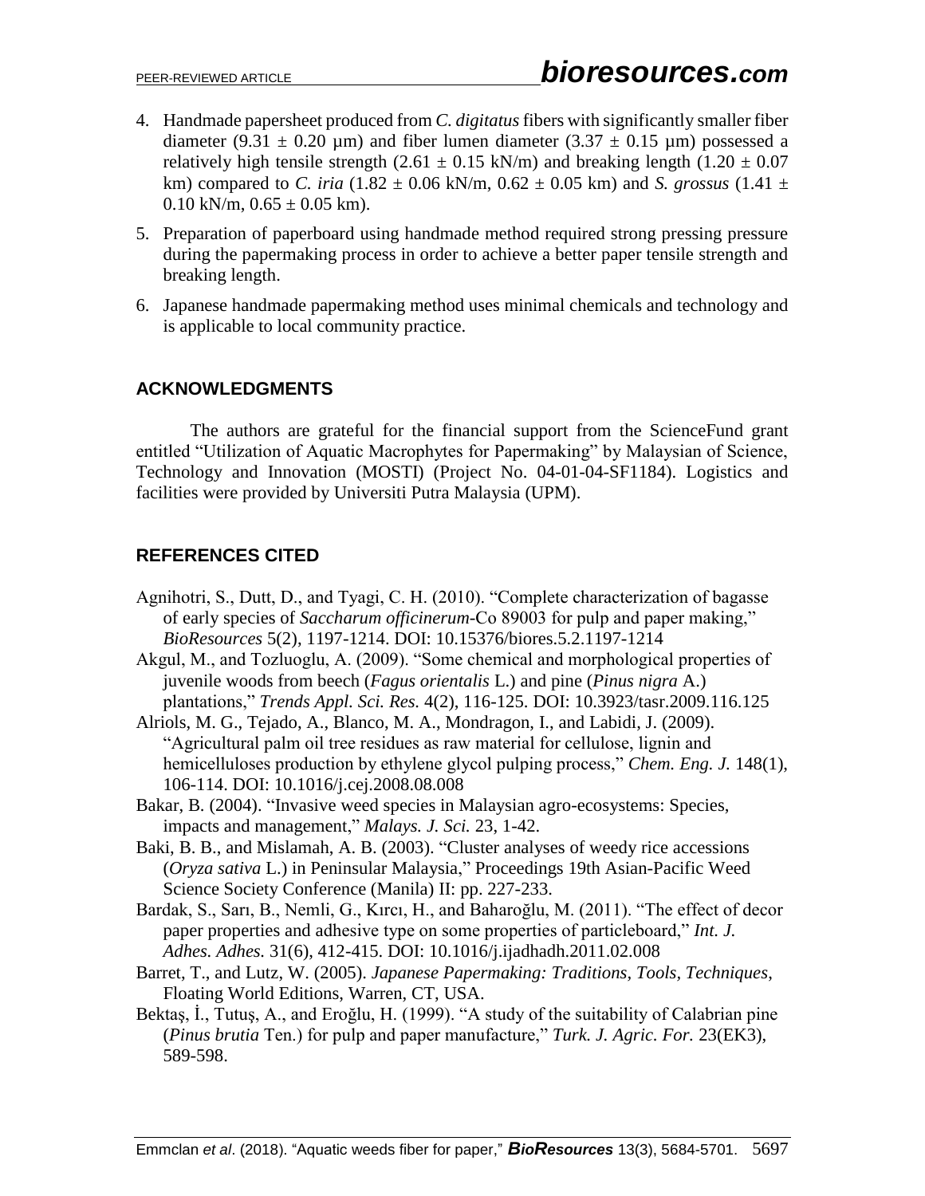4. Handmade papersheet produced from *C. digitatus* fibers with significantly smaller fiber diameter (9.31 ± 0.20 µm) and fiber lumen diameter (3.37 ± 0.15 µm) possessed a relatively high tensile strength (2.61 ± 0.15 kN/m) and breaking length (1.20 ± 0.07 km) compared to *C. iria* (1.82 ± 0.06 kN/m, 0.62 ± 0.05 km) and *S. grossus* (1.41 ± 0.10 kN/m, 0.65 ± 0.05 km).
5. Preparation of paperboard using handmade method required strong pressing pressure during the papermaking process in order to achieve a better paper tensile strength and breaking length.
6. Japanese handmade papermaking method uses minimal chemicals and technology and is applicable to local community practice.

## ACKNOWLEDGMENTS

The authors are grateful for the financial support from the ScienceFund grant entitled "Utilization of Aquatic Macrophytes for Papermaking" by Malaysian of Science, Technology and Innovation (MOSTI) (Project No. 04-01-04-SF1184). Logistics and facilities were provided by Universiti Putra Malaysia (UPM).

## REFERENCES CITED

Agnihotri, S., Dutt, D., and Tyagi, C. H. (2010). "Complete characterization of bagasse of early species of *Saccharum officinerum*-Co 89003 for pulp and paper making," *BioResources* 5(2), 1197-1214. DOI: 10.15376/biores.5.2.1197-1214

Akgul, M., and Tozluoglu, A. (2009). "Some chemical and morphological properties of juvenile woods from beech (*Fagus orientalis* L.) and pine (*Pinus nigra* A.) plantations," *Trends Appl. Sci. Res.* 4(2), 116-125. DOI: 10.3923/tasr.2009.116.125

Alriols, M. G., Tejado, A., Blanco, M. A., Mondragon, I., and Labidi, J. (2009). "Agricultural palm oil tree residues as raw material for cellulose, lignin and hemicelluloses production by ethylene glycol pulping process," *Chem. Eng. J.* 148(1), 106-114. DOI: 10.1016/j.cej.2008.08.008

Bakar, B. (2004). "Invasive weed species in Malaysian agro-ecosystems: Species, impacts and management," *Malays. J. Sci.* 23, 1-42.

Baki, B. B., and Mislamah, A. B. (2003). "Cluster analyses of weedy rice accessions (*Oryza sativa* L.) in Peninsular Malaysia," Proceedings 19th Asian-Pacific Weed Science Society Conference (Manila) II: pp. 227-233.

Bardak, S., Sarı, B., Nemli, G., Kırcı, H., and Baharoğlu, M. (2011). "The effect of decor paper properties and adhesive type on some properties of particleboard," *Int. J. Adhes. Adhes.* 31(6), 412-415. DOI: 10.1016/j.ijadhadh.2011.02.008

Barret, T., and Lutz, W. (2005). *Japanese Papermaking: Traditions, Tools, Techniques*, Floating World Editions, Warren, CT, USA.

Bektaş, İ., Tutuş, A., and Eroğlu, H. (1999). "A study of the suitability of Calabrian pine (*Pinus brutia* Ten.) for pulp and paper manufacture," *Turk. J. Agric. For.* 23(EK3), 589-598.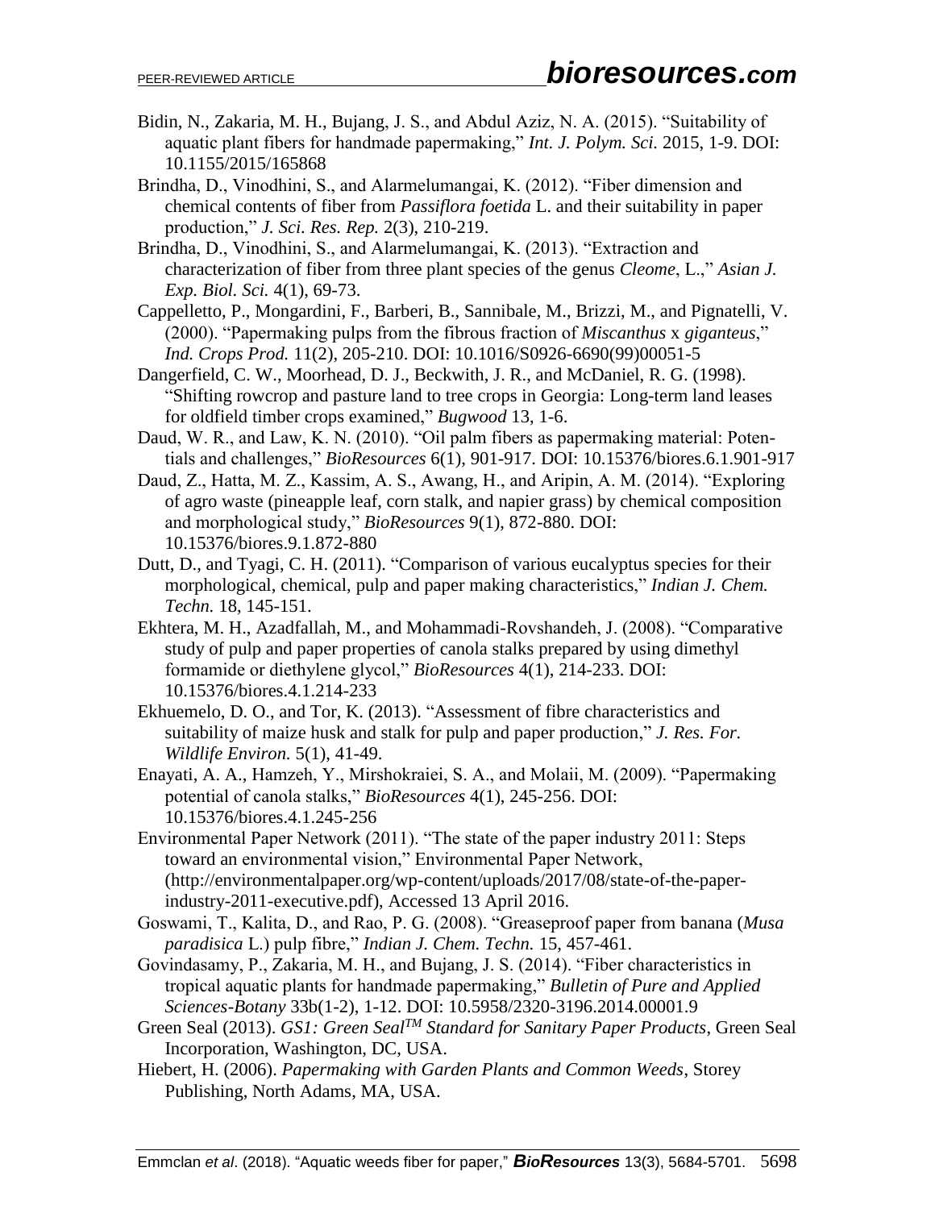Bidin, N., Zakaria, M. H., Bujang, J. S., and Abdul Aziz, N. A. (2015). "Suitability of aquatic plant fibers for handmade papermaking," *Int. J. Polym. Sci.* 2015, 1-9. DOI: 10.1155/2015/165868

Brindha, D., Vinodhini, S., and Alarmelumangai, K. (2012). "Fiber dimension and chemical contents of fiber from *Passiflora foetida* L. and their suitability in paper production," *J. Sci. Res. Rep.* 2(3), 210-219.

Brindha, D., Vinodhini, S., and Alarmelumangai, K. (2013). "Extraction and characterization of fiber from three plant species of the genus *Cleome*, L.," *Asian J. Exp. Biol. Sci.* 4(1), 69-73.

Cappelletto, P., Mongardini, F., Barberi, B., Sannibale, M., Brizzi, M., and Pignatelli, V. (2000). "Papermaking pulps from the fibrous fraction of *Miscanthus* x *giganteus*," *Ind. Crops Prod.* 11(2), 205-210. DOI: 10.1016/S0926-6690(99)00051-5

Dangerfield, C. W., Moorhead, D. J., Beckwith, J. R., and McDaniel, R. G. (1998). "Shifting rowcrop and pasture land to tree crops in Georgia: Long-term land leases for oldfield timber crops examined," *Bugwood* 13, 1-6.

Daud, W. R., and Law, K. N. (2010). "Oil palm fibers as papermaking material: Potentials and challenges," *BioResources* 6(1), 901-917. DOI: 10.15376/biores.6.1.901-917

Daud, Z., Hatta, M. Z., Kassim, A. S., Awang, H., and Aripin, A. M. (2014). "Exploring of agro waste (pineapple leaf, corn stalk, and napier grass) by chemical composition and morphological study," *BioResources* 9(1), 872-880. DOI: 10.15376/biores.9.1.872-880

Dutt, D., and Tyagi, C. H. (2011). "Comparison of various eucalyptus species for their morphological, chemical, pulp and paper making characteristics," *Indian J. Chem. Techn.* 18, 145-151.

Ekhtera, M. H., Azadfallah, M., and Mohammadi-Rovshandeh, J. (2008). "Comparative study of pulp and paper properties of canola stalks prepared by using dimethyl formamide or diethylene glycol," *BioResources* 4(1), 214-233. DOI: 10.15376/biores.4.1.214-233

Ekhuemelo, D. O., and Tor, K. (2013). "Assessment of fibre characteristics and suitability of maize husk and stalk for pulp and paper production," *J. Res. For. Wildlife Environ.* 5(1), 41-49.

Enayati, A. A., Hamzeh, Y., Mirshokraiei, S. A., and Molaii, M. (2009). "Papermaking potential of canola stalks," *BioResources* 4(1), 245-256. DOI: 10.15376/biores.4.1.245-256

Environmental Paper Network (2011). "The state of the paper industry 2011: Steps toward an environmental vision," Environmental Paper Network, (http://environmentalpaper.org/wp-content/uploads/2017/08/state-of-the-paper-industry-2011-executive.pdf), Accessed 13 April 2016.

Goswami, T., Kalita, D., and Rao, P. G. (2008). "Greaseproof paper from banana (*Musa paradisica* L.) pulp fibre," *Indian J. Chem. Techn.* 15, 457-461.

Govindasamy, P., Zakaria, M. H., and Bujang, J. S. (2014). "Fiber characteristics in tropical aquatic plants for handmade papermaking," *Bulletin of Pure and Applied Sciences-Botany* 33b(1-2), 1-12. DOI: 10.5958/2320-3196.2014.00001.9

Green Seal (2013). *GS1: Green Seal$^{TM}$ Standard for Sanitary Paper Products*, Green Seal Incorporation, Washington, DC, USA.

Hiebert, H. (2006). *Papermaking with Garden Plants and Common Weeds*, Storey Publishing, North Adams, MA, USA.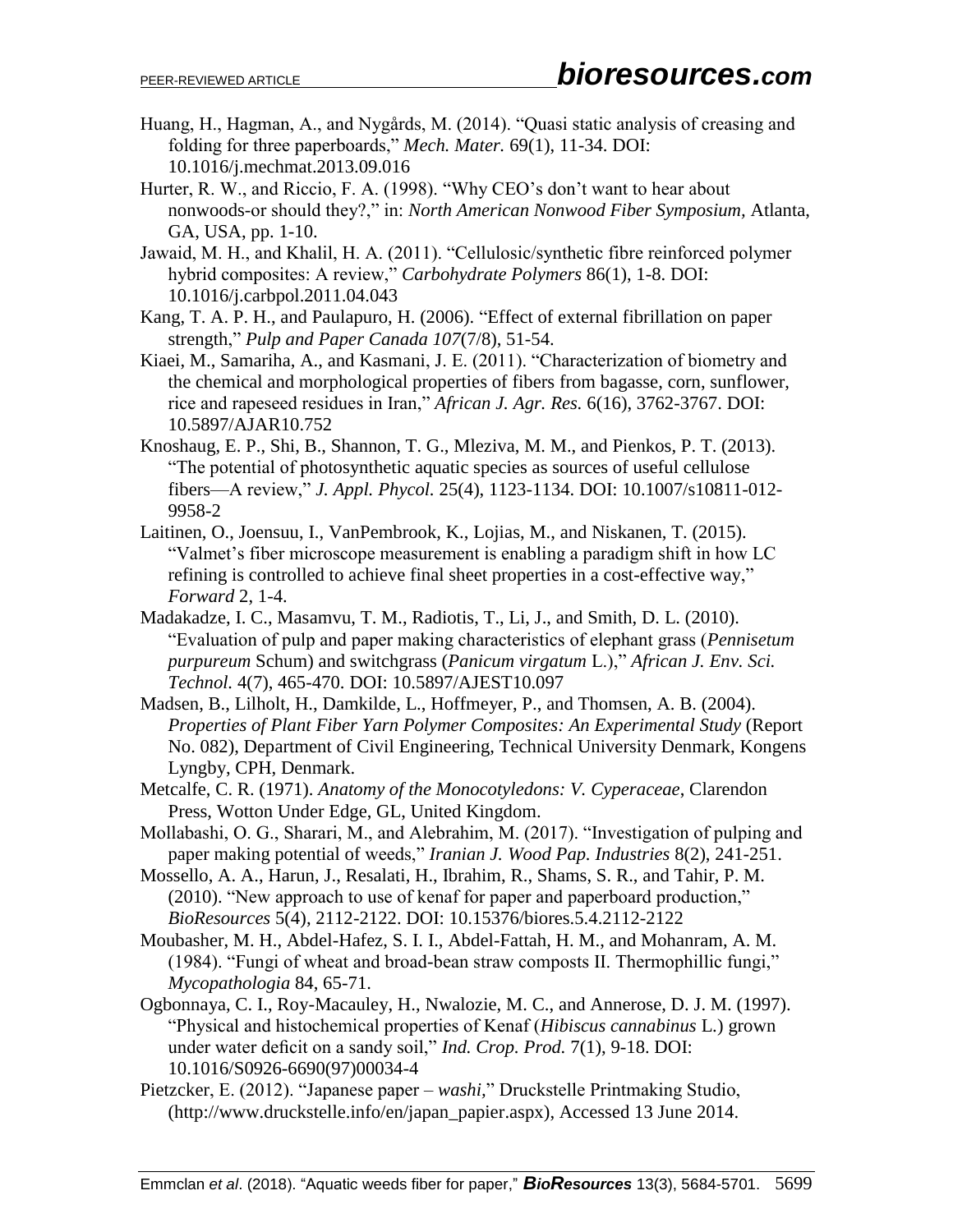Huang, H., Hagman, A., and Nygårds, M. (2014). "Quasi static analysis of creasing and folding for three paperboards," *Mech. Mater.* 69(1), 11-34. DOI: 10.1016/j.mechmat.2013.09.016

Hurter, R. W., and Riccio, F. A. (1998). "Why CEO's don't want to hear about nonwoods-or should they?," in: *North American Nonwood Fiber Symposium*, Atlanta, GA, USA, pp. 1-10.

Jawaid, M. H., and Khalil, H. A. (2011). "Cellulosic/synthetic fibre reinforced polymer hybrid composites: A review," *Carbohydrate Polymers* 86(1), 1-8. DOI: 10.1016/j.carbpol.2011.04.043

Kang, T. A. P. H., and Paulapuro, H. (2006). "Effect of external fibrillation on paper strength," *Pulp and Paper Canada 107*(7/8), 51-54.

Kiaei, M., Samariha, A., and Kasmani, J. E. (2011). "Characterization of biometry and the chemical and morphological properties of fibers from bagasse, corn, sunflower, rice and rapeseed residues in Iran," *African J. Agr. Res.* 6(16), 3762-3767. DOI: 10.5897/AJAR10.752

Knoshaug, E. P., Shi, B., Shannon, T. G., Mleziva, M. M., and Pienkos, P. T. (2013). "The potential of photosynthetic aquatic species as sources of useful cellulose fibers—A review," *J. Appl. Phycol.* 25(4), 1123-1134. DOI: 10.1007/s10811-012-9958-2

Laitinen, O., Joensuu, I., VanPembrook, K., Lojias, M., and Niskanen, T. (2015). "Valmet's fiber microscope measurement is enabling a paradigm shift in how LC refining is controlled to achieve final sheet properties in a cost-effective way," *Forward* 2, 1-4.

Madakadze, I. C., Masamvu, T. M., Radiotis, T., Li, J., and Smith, D. L. (2010). "Evaluation of pulp and paper making characteristics of elephant grass (*Pennisetum purpureum* Schum) and switchgrass (*Panicum virgatum* L.)," *African J. Env. Sci. Technol.* 4(7), 465-470. DOI: 10.5897/AJEST10.097

Madsen, B., Lilholt, H., Damkilde, L., Hoffmeyer, P., and Thomsen, A. B. (2004). *Properties of Plant Fiber Yarn Polymer Composites: An Experimental Study* (Report No. 082), Department of Civil Engineering, Technical University Denmark, Kongens Lyngby, CPH, Denmark.

Metcalfe, C. R. (1971). *Anatomy of the Monocotyledons: V. Cyperaceae*, Clarendon Press, Wotton Under Edge, GL, United Kingdom.

Mollabashi, O. G., Sharari, M., and Alebrahim, M. (2017). "Investigation of pulping and paper making potential of weeds," *Iranian J. Wood Pap. Industries* 8(2), 241-251.

Mossello, A. A., Harun, J., Resalati, H., Ibrahim, R., Shams, S. R., and Tahir, P. M. (2010). "New approach to use of kenaf for paper and paperboard production," *BioResources* 5(4), 2112-2122. DOI: 10.15376/biores.5.4.2112-2122

Moubasher, M. H., Abdel-Hafez, S. I. I., Abdel-Fattah, H. M., and Mohanram, A. M. (1984). "Fungi of wheat and broad-bean straw composts II. Thermophillic fungi," *Mycopathologia* 84, 65-71.

Ogbonnaya, C. I., Roy-Macauley, H., Nwalozie, M. C., and Annerose, D. J. M. (1997). "Physical and histochemical properties of Kenaf (*Hibiscus cannabinus* L.) grown under water deficit on a sandy soil," *Ind. Crop. Prod.* 7(1), 9-18. DOI: 10.1016/S0926-6690(97)00034-4

Pietzcker, E. (2012). "Japanese paper – *washi*," Druckstelle Printmaking Studio, (http://www.druckstelle.info/en/japan_papier.aspx), Accessed 13 June 2014.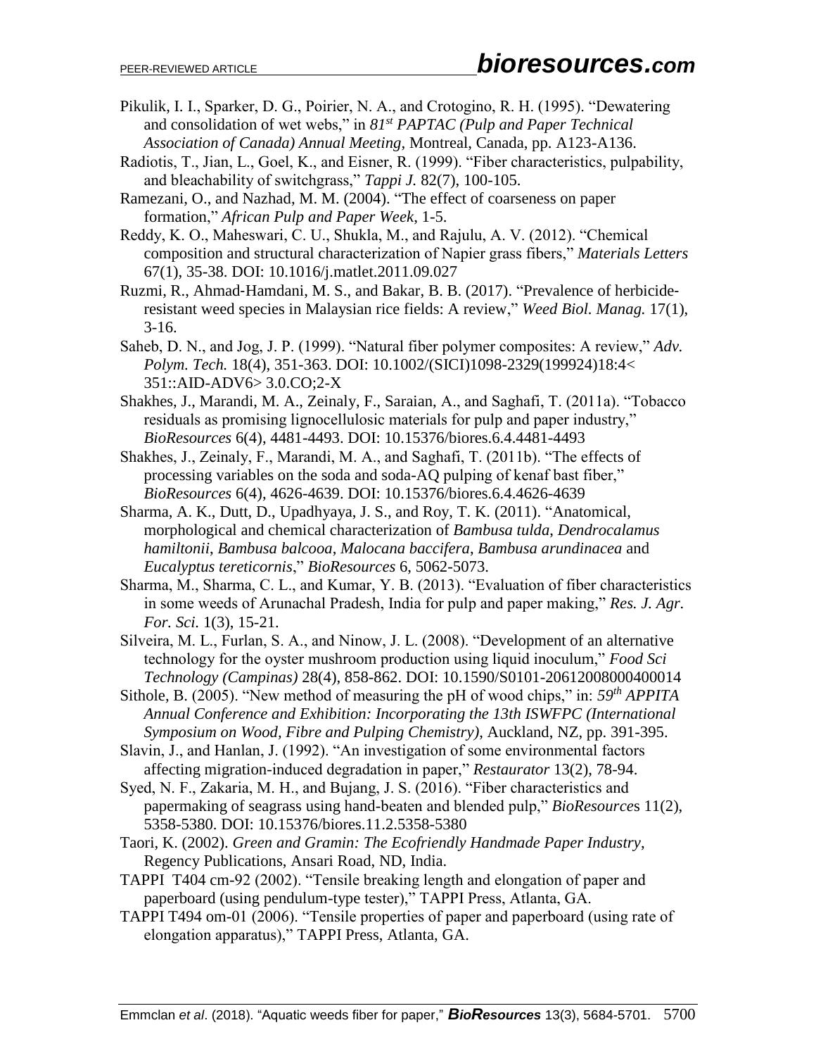Pikulik, I. I., Sparker, D. G., Poirier, N. A., and Crotogino, R. H. (1995). "Dewatering and consolidation of wet webs," in *81st PAPTAC (Pulp and Paper Technical Association of Canada) Annual Meeting*, Montreal, Canada, pp. A123-A136.

Radiotis, T., Jian, L., Goel, K., and Eisner, R. (1999). "Fiber characteristics, pulpability, and bleachability of switchgrass," *Tappi J.* 82(7), 100-105.

Ramezani, O., and Nazhad, M. M. (2004). "The effect of coarseness on paper formation," *African Pulp and Paper Week*, 1-5.

Reddy, K. O., Maheswari, C. U., Shukla, M., and Rajulu, A. V. (2012). "Chemical composition and structural characterization of Napier grass fibers," *Materials Letters* 67(1), 35-38. DOI: 10.1016/j.matlet.2011.09.027

Ruzmi, R., Ahmad-Hamdani, M. S., and Bakar, B. B. (2017). "Prevalence of herbicide-resistant weed species in Malaysian rice fields: A review," *Weed Biol. Manag.* 17(1), 3-16.

Saheb, D. N., and Jog, J. P. (1999). "Natural fiber polymer composites: A review," *Adv. Polym. Tech.* 18(4), 351-363. DOI: 10.1002/(SICI)1098-2329(199924)18:4< 351::AID-ADV6> 3.0.CO;2-X

Shakhes, J., Marandi, M. A., Zeinaly, F., Saraian, A., and Saghafi, T. (2011a). "Tobacco residuals as promising lignocellulosic materials for pulp and paper industry," *BioResources* 6(4), 4481-4493. DOI: 10.15376/biores.6.4.4481-4493

Shakhes, J., Zeinaly, F., Marandi, M. A., and Saghafi, T. (2011b). "The effects of processing variables on the soda and soda-AQ pulping of kenaf bast fiber," *BioResources* 6(4), 4626-4639. DOI: 10.15376/biores.6.4.4626-4639

Sharma, A. K., Dutt, D., Upadhyaya, J. S., and Roy, T. K. (2011). "Anatomical, morphological and chemical characterization of *Bambusa tulda*, *Dendrocalamus hamiltonii*, *Bambusa balcooa*, *Malocana baccifera*, *Bambusa arundinacea* and *Eucalyptus tereticornis*," *BioResources* 6, 5062-5073.

Sharma, M., Sharma, C. L., and Kumar, Y. B. (2013). "Evaluation of fiber characteristics in some weeds of Arunachal Pradesh, India for pulp and paper making," *Res. J. Agr. For. Sci.* 1(3), 15-21.

Silveira, M. L., Furlan, S. A., and Ninow, J. L. (2008). "Development of an alternative technology for the oyster mushroom production using liquid inoculum," *Food Sci Technology (Campinas)* 28(4), 858-862. DOI: 10.1590/S0101-20612008000400014

Sithole, B. (2005). "New method of measuring the pH of wood chips," in: *59th APPITA Annual Conference and Exhibition: Incorporating the 13th ISWFPC (International Symposium on Wood, Fibre and Pulping Chemistry)*, Auckland, NZ, pp. 391-395.

Slavin, J., and Hanlan, J. (1992). "An investigation of some environmental factors affecting migration-induced degradation in paper," *Restaurator* 13(2), 78-94.

Syed, N. F., Zakaria, M. H., and Bujang, J. S. (2016). "Fiber characteristics and papermaking of seagrass using hand-beaten and blended pulp," *BioResources* 11(2), 5358-5380. DOI: 10.15376/biores.11.2.5358-5380

Taori, K. (2002). *Green and Gramin: The Ecofriendly Handmade Paper Industry*, Regency Publications, Ansari Road, ND, India.

TAPPI T404 cm-92 (2002). "Tensile breaking length and elongation of paper and paperboard (using pendulum-type tester)," TAPPI Press, Atlanta, GA.

TAPPI T494 om-01 (2006). "Tensile properties of paper and paperboard (using rate of elongation apparatus)," TAPPI Press, Atlanta, GA.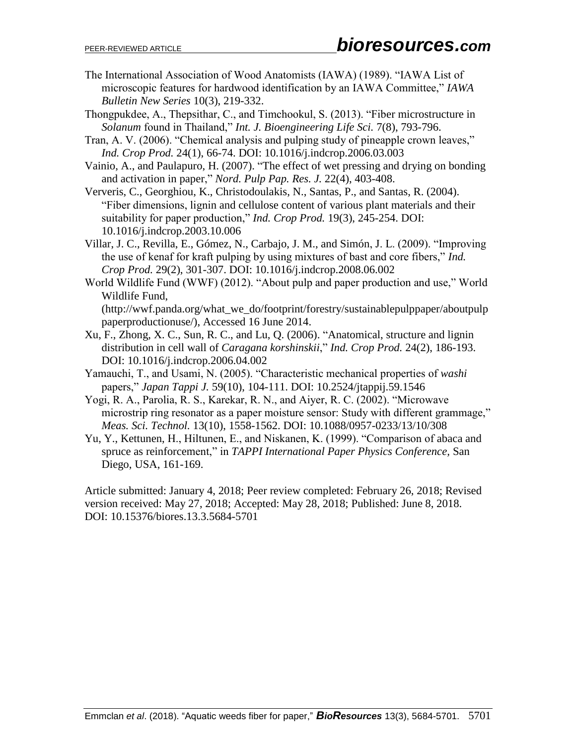The International Association of Wood Anatomists (IAWA) (1989). "IAWA List of microscopic features for hardwood identification by an IAWA Committee," *IAWA Bulletin New Series* 10(3), 219-332.

Thongpukdee, A., Thepsithar, C., and Timchookul, S. (2013). "Fiber microstructure in *Solanum* found in Thailand," *Int. J. Bioengineering Life Sci.* 7(8), 793-796.

Tran, A. V. (2006). "Chemical analysis and pulping study of pineapple crown leaves," *Ind. Crop Prod.* 24(1), 66-74. DOI: 10.1016/j.indcrop.2006.03.003

Vainio, A., and Paulapuro, H. (2007). "The effect of wet pressing and drying on bonding and activation in paper," *Nord. Pulp Pap. Res. J.* 22(4), 403-408.

Ververis, C., Georghiou, K., Christodoulakis, N., Santas, P., and Santas, R. (2004). "Fiber dimensions, lignin and cellulose content of various plant materials and their suitability for paper production," *Ind. Crop Prod.* 19(3), 245-254. DOI: 10.1016/j.indcrop.2003.10.006

Villar, J. C., Revilla, E., Gómez, N., Carbajo, J. M., and Simón, J. L. (2009). "Improving the use of kenaf for kraft pulping by using mixtures of bast and core fibers," *Ind. Crop Prod.* 29(2), 301-307. DOI: 10.1016/j.indcrop.2008.06.002

World Wildlife Fund (WWF) (2012). "About pulp and paper production and use," World Wildlife Fund, (http://wwf.panda.org/what_we_do/footprint/forestry/sustainablepulppaper/aboutpulppaperproductionuse/), Accessed 16 June 2014.

Xu, F., Zhong, X. C., Sun, R. C., and Lu, Q. (2006). "Anatomical, structure and lignin distribution in cell wall of *Caragana korshinskii*," *Ind. Crop Prod.* 24(2), 186-193. DOI: 10.1016/j.indcrop.2006.04.002

Yamauchi, T., and Usami, N. (2005). "Characteristic mechanical properties of *washi* papers," *Japan Tappi J.* 59(10), 104-111. DOI: 10.2524/jtappij.59.1546

Yogi, R. A., Parolia, R. S., Karekar, R. N., and Aiyer, R. C. (2002). "Microwave microstrip ring resonator as a paper moisture sensor: Study with different grammage," *Meas. Sci. Technol.* 13(10), 1558-1562. DOI: 10.1088/0957-0233/13/10/308

Yu, Y., Kettunen, H., Hiltunen, E., and Niskanen, K. (1999). "Comparison of abaca and spruce as reinforcement," in *TAPPI International Paper Physics Conference,* San Diego, USA, 161-169.

Article submitted: January 4, 2018; Peer review completed: February 26, 2018; Revised version received: May 27, 2018; Accepted: May 28, 2018; Published: June 8, 2018. DOI: 10.15376/biores.13.3.5684-5701